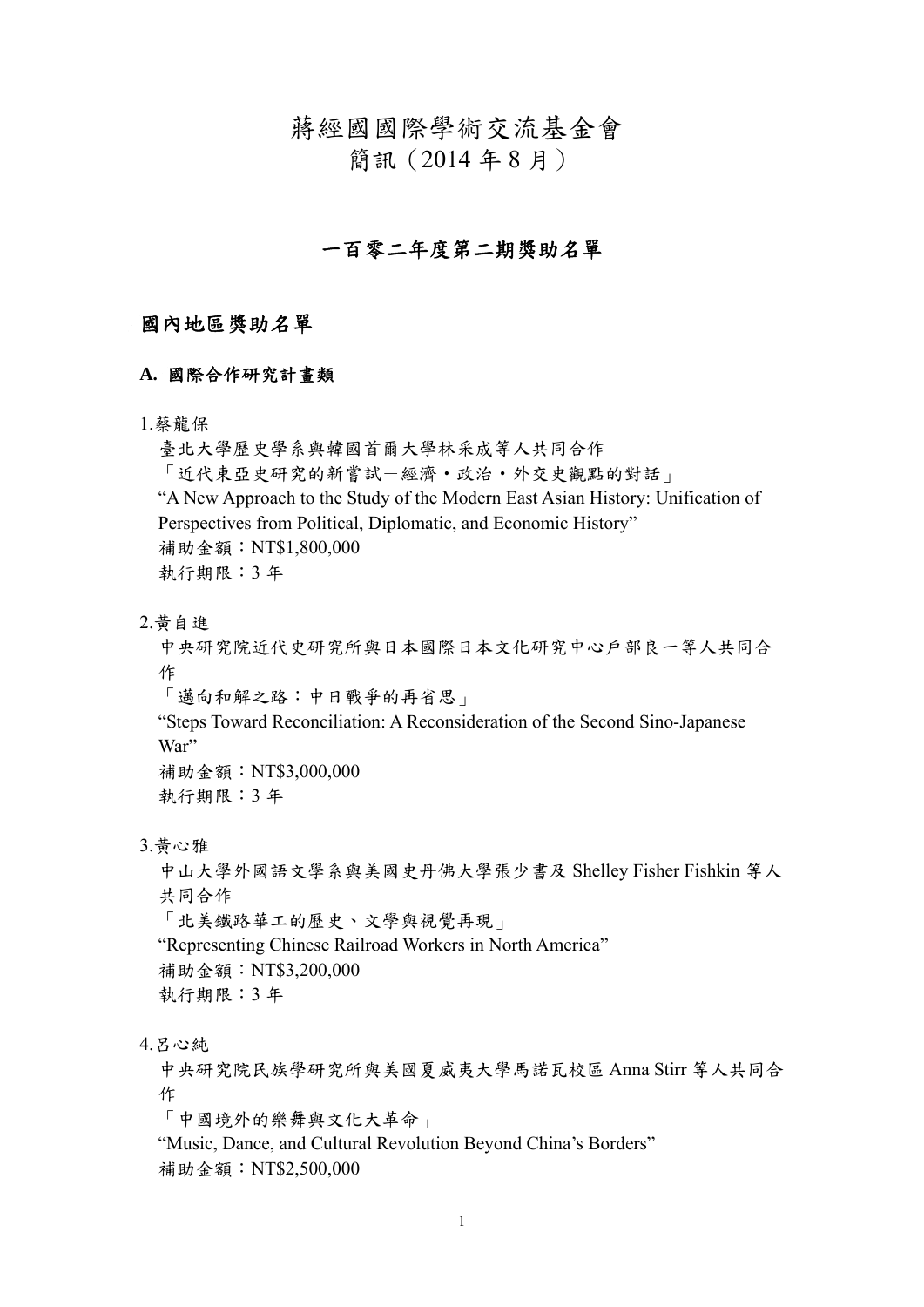# 蔣經國國際學術交流基金會
簡訊（2014 年 8 月）

## 一百零二年度第二期獎助名單

### 國內地區獎助名單

#### A. 國際合作研究計畫類

1.蔡龍保

臺北大學歷史學系與韓國首爾大學林采成等人共同合作

「近代東亞史研究的新嘗試－經濟・政治・外交史觀點的對話」

"A New Approach to the Study of the Modern East Asian History: Unification of Perspectives from Political, Diplomatic, and Economic History"

補助金額：NT$1,800,000

執行期限：3 年

2.黃自進

中央研究院近代史研究所與日本國際日本文化研究中心戶部良一等人共同合作

「邁向和解之路：中日戰爭的再省思」

"Steps Toward Reconciliation: A Reconsideration of the Second Sino-Japanese War"

補助金額：NT$3,000,000

執行期限：3 年

3.黃心雅

中山大學外國語文學系與美國史丹佛大學張少書及 Shelley Fisher Fishkin 等人共同合作

「北美鐵路華工的歷史、文學與視覺再現」

"Representing Chinese Railroad Workers in North America"

補助金額：NT$3,200,000

執行期限：3 年

4.呂心純

中央研究院民族學研究所與美國夏威夷大學馬諾瓦校區 Anna Stirr 等人共同合作

「中國境外的樂舞與文化大革命」

"Music, Dance, and Cultural Revolution Beyond China's Borders"

補助金額：NT$2,500,000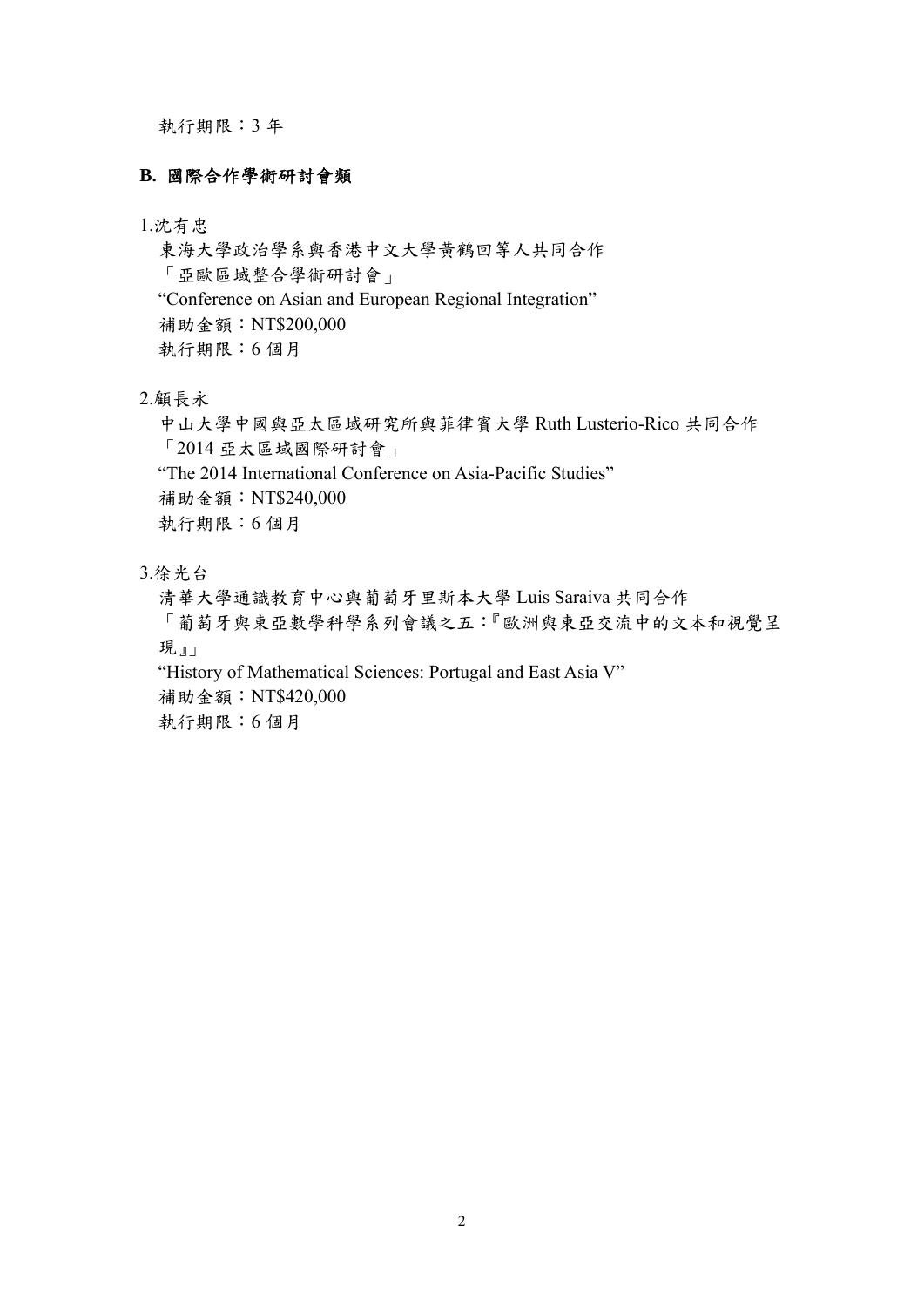執行期限：3 年

### B. 國際合作學術研討會類

1.沈有忠

東海大學政治學系與香港中文大學黃鶴回等人共同合作

「亞歐區域整合學術研討會」

“Conference on Asian and European Regional Integration”

補助金額：NT$200,000

執行期限：6 個月

2.顧長永

中山大學中國與亞太區域研究所與菲律賓大學 Ruth Lusterio-Rico 共同合作

「2014 亞太區域國際研討會」

“The 2014 International Conference on Asia-Pacific Studies”

補助金額：NT$240,000

執行期限：6 個月

3.徐光台

清華大學通識教育中心與葡萄牙里斯本大學 Luis Saraiva 共同合作

「葡萄牙與東亞數學科學系列會議之五：『歐洲與東亞交流中的文本和視覺呈現』」

“History of Mathematical Sciences: Portugal and East Asia V”

補助金額：NT$420,000

執行期限：6 個月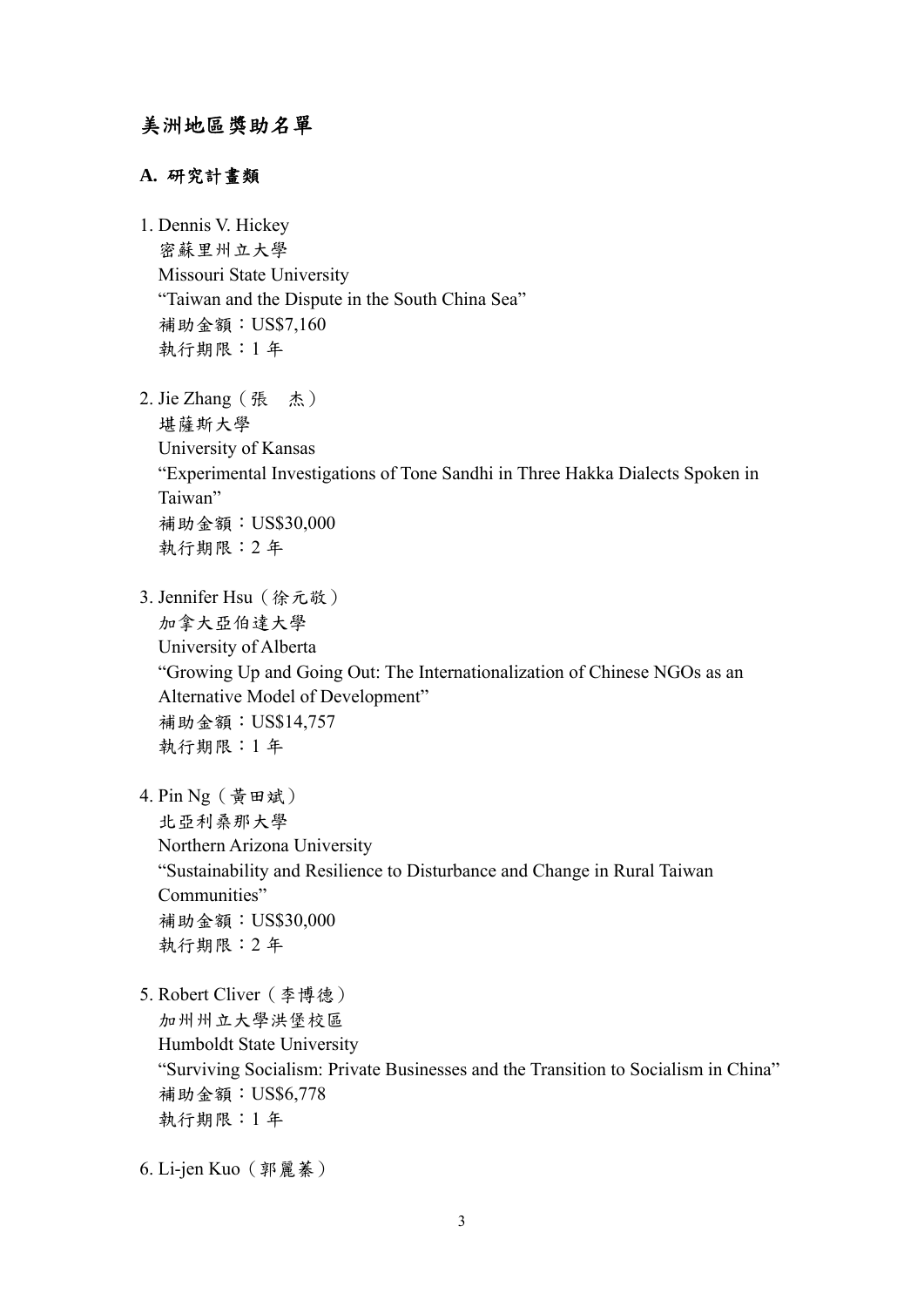# 美洲地區獎助名單

## A. 研究計畫類

1. Dennis V. Hickey
   密蘇里州立大學
   Missouri State University
   “Taiwan and the Dispute in the South China Sea”
   補助金額：US$7,160
   執行期限：1 年

2. Jie Zhang（張　杰）
   堪薩斯大學
   University of Kansas
   “Experimental Investigations of Tone Sandhi in Three Hakka Dialects Spoken in Taiwan”
   補助金額：US$30,000
   執行期限：2 年

3. Jennifer Hsu（徐元敬）
   加拿大亞伯達大學
   University of Alberta
   “Growing Up and Going Out: The Internationalization of Chinese NGOs as an Alternative Model of Development”
   補助金額：US$14,757
   執行期限：1 年

4. Pin Ng（黃田斌）
   北亞利桑那大學
   Northern Arizona University
   “Sustainability and Resilience to Disturbance and Change in Rural Taiwan Communities”
   補助金額：US$30,000
   執行期限：2 年

5. Robert Cliver（李博德）
   加州州立大學洪堡校區
   Humboldt State University
   “Surviving Socialism: Private Businesses and the Transition to Socialism in China”
   補助金額：US$6,778
   執行期限：1 年

6. Li-jen Kuo（郭麗蓁）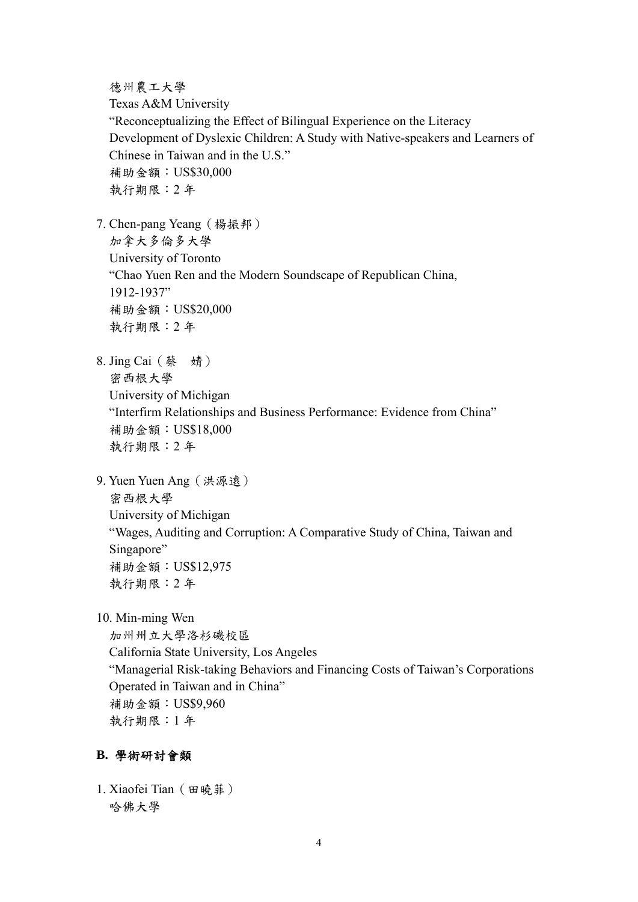德州農工大學
Texas A&M University
“Reconceptualizing the Effect of Bilingual Experience on the Literacy Development of Dyslexic Children: A Study with Native-speakers and Learners of Chinese in Taiwan and in the U.S.”
補助金額：US$30,000
執行期限：2 年

7. Chen-pang Yeang（楊振邦）
   加拿大多倫多大學
   University of Toronto
   “Chao Yuen Ren and the Modern Soundscape of Republican China, 1912-1937”
   補助金額：US$20,000
   執行期限：2 年

8. Jing Cai（蔡　婧）
   密西根大學
   University of Michigan
   “Interfirm Relationships and Business Performance: Evidence from China”
   補助金額：US$18,000
   執行期限：2 年

9. Yuen Yuen Ang（洪源遠）
   密西根大學
   University of Michigan
   “Wages, Auditing and Corruption: A Comparative Study of China, Taiwan and Singapore”
   補助金額：US$12,975
   執行期限：2 年

10. Min-ming Wen
    加州州立大學洛杉磯校區
    California State University, Los Angeles
    “Managerial Risk-taking Behaviors and Financing Costs of Taiwan’s Corporations Operated in Taiwan and in China”
    補助金額：US$9,960
    執行期限：1 年

### B. 學術研討會類

1. Xiaofei Tian（田曉菲）
   哈佛大學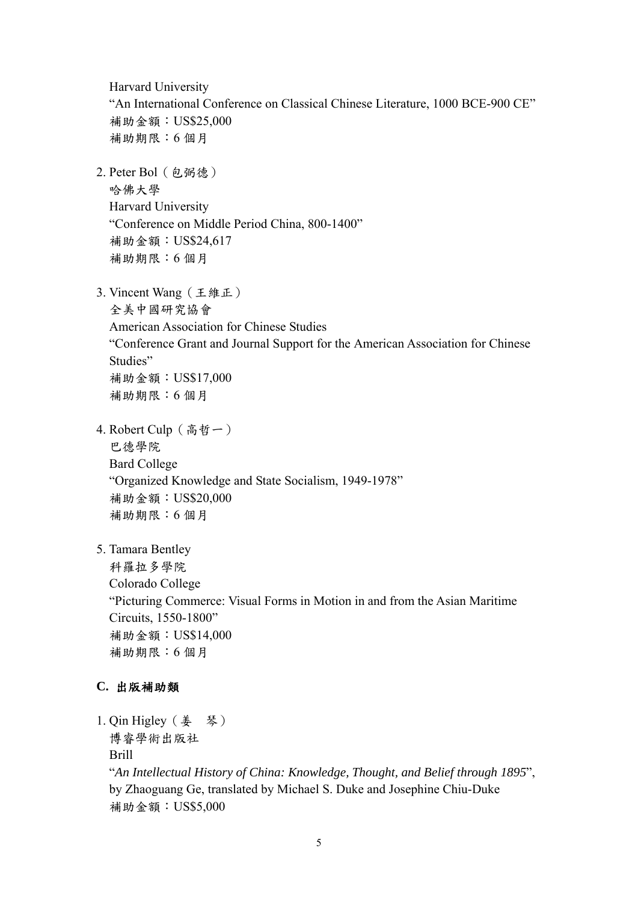Harvard University
"An International Conference on Classical Chinese Literature, 1000 BCE-900 CE"
補助金額：US$25,000
補助期限：6 個月

2. Peter Bol（包弼德）
   哈佛大學
   Harvard University
   "Conference on Middle Period China, 800-1400"
   補助金額：US$24,617
   補助期限：6 個月

3. Vincent Wang（王維正）
   全美中國研究協會
   American Association for Chinese Studies
   "Conference Grant and Journal Support for the American Association for Chinese Studies"
   補助金額：US$17,000
   補助期限：6 個月

4. Robert Culp（高哲一）
   巴德學院
   Bard College
   "Organized Knowledge and State Socialism, 1949-1978"
   補助金額：US$20,000
   補助期限：6 個月

5. Tamara Bentley
   科羅拉多學院
   Colorado College
   "Picturing Commerce: Visual Forms in Motion in and from the Asian Maritime Circuits, 1550-1800"
   補助金額：US$14,000
   補助期限：6 個月

### C. 出版補助類

1. Qin Higley（姜　琴）
   博睿學術出版社
   Brill
   "*An Intellectual History of China: Knowledge, Thought, and Belief through 1895*", by Zhaoguang Ge, translated by Michael S. Duke and Josephine Chiu-Duke
   補助金額：US$5,000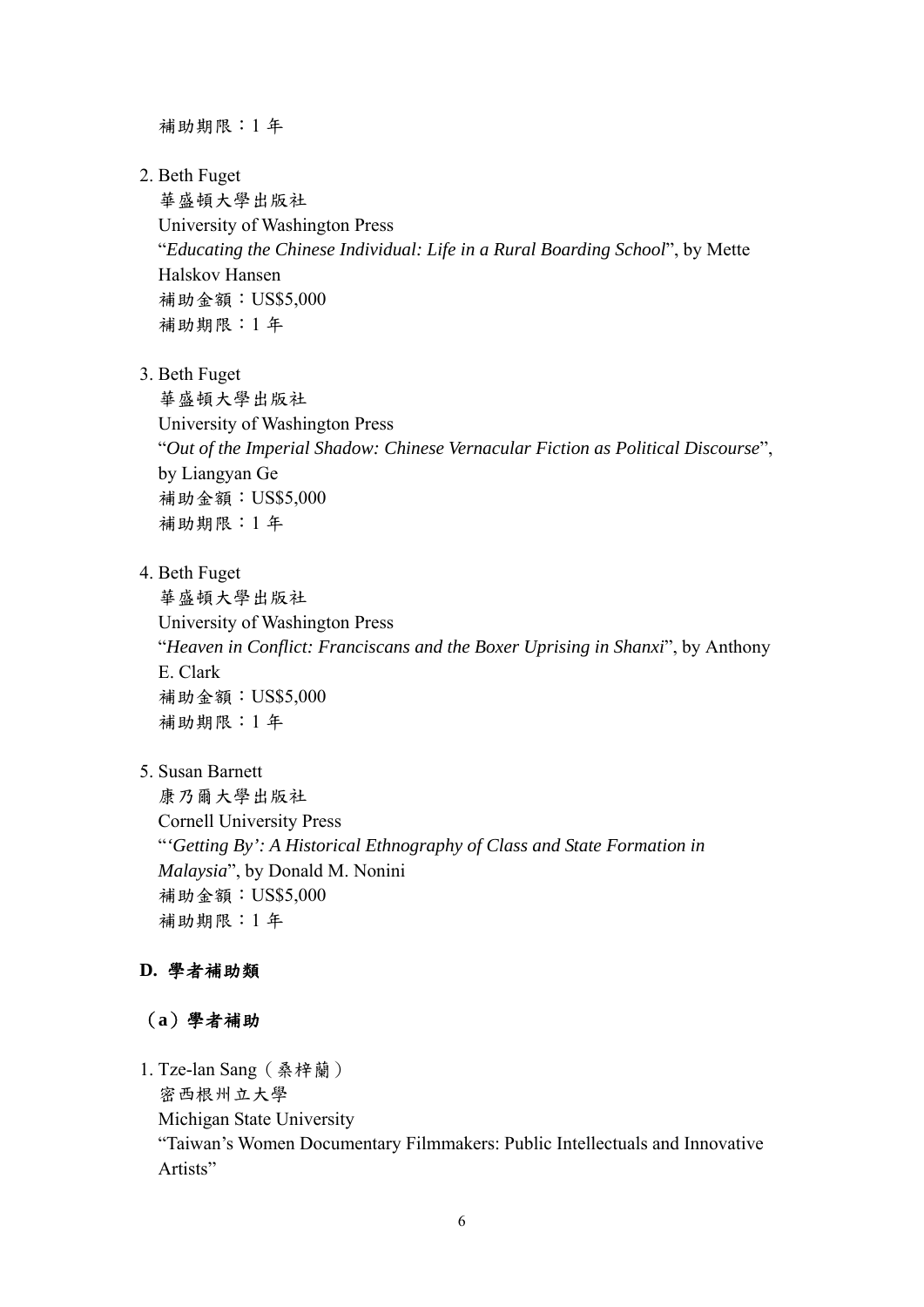補助期限：1 年

2. Beth Fuget
   華盛頓大學出版社
   University of Washington Press
   "*Educating the Chinese Individual: Life in a Rural Boarding School*", by Mette Halskov Hansen
   補助金額：US$5,000
   補助期限：1 年

3. Beth Fuget
   華盛頓大學出版社
   University of Washington Press
   "*Out of the Imperial Shadow: Chinese Vernacular Fiction as Political Discourse*", by Liangyan Ge
   補助金額：US$5,000
   補助期限：1 年

4. Beth Fuget
   華盛頓大學出版社
   University of Washington Press
   "*Heaven in Conflict: Franciscans and the Boxer Uprising in Shanxi*", by Anthony E. Clark
   補助金額：US$5,000
   補助期限：1 年

5. Susan Barnett
   康乃爾大學出版社
   Cornell University Press
   "*'Getting By': A Historical Ethnography of Class and State Formation in Malaysia*", by Donald M. Nonini
   補助金額：US$5,000
   補助期限：1 年

## D. 學者補助類

### （a）學者補助

1. Tze-lan Sang（桑梓蘭）
   密西根州立大學
   Michigan State University
   "Taiwan's Women Documentary Filmmakers: Public Intellectuals and Innovative Artists"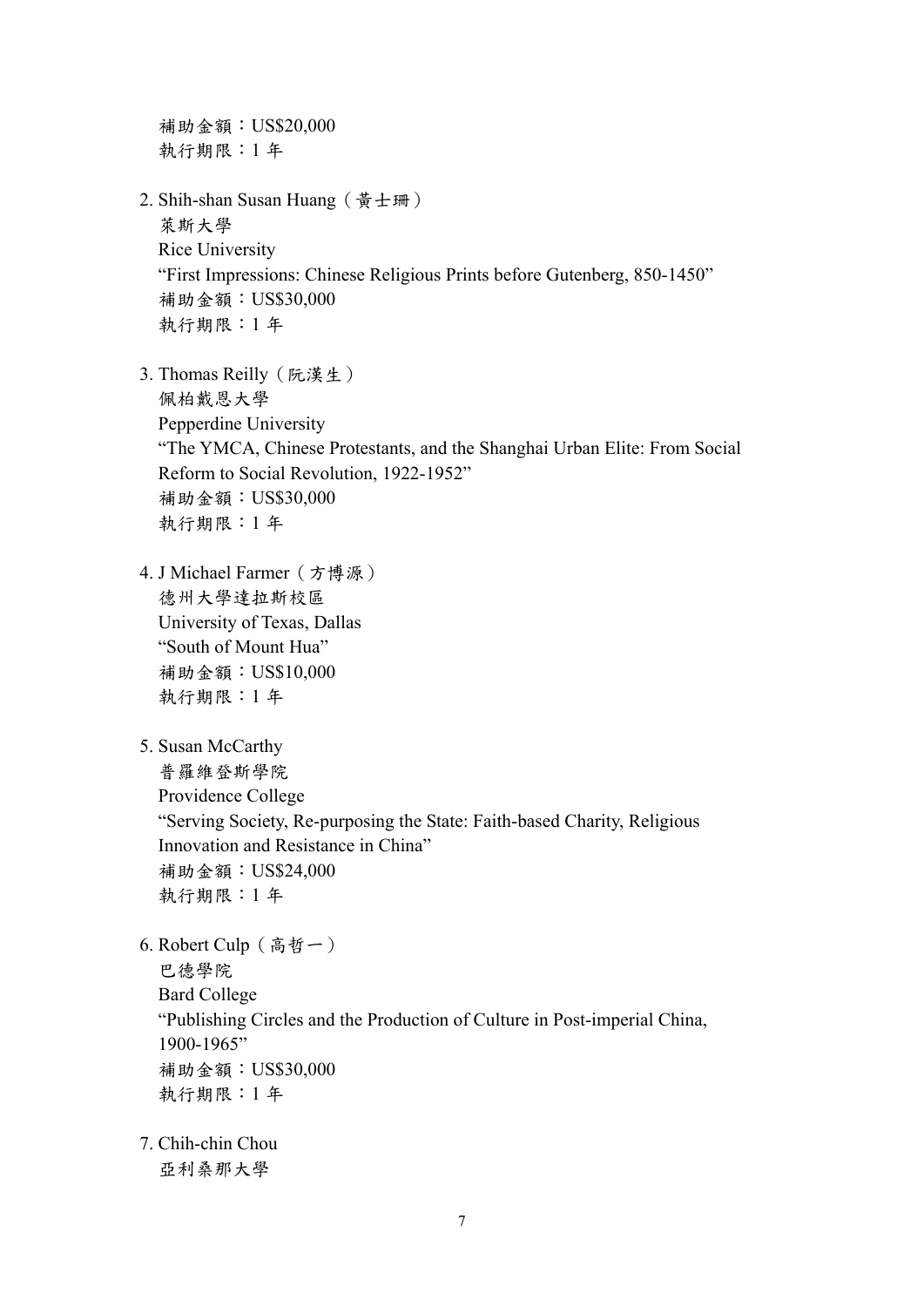補助金額：US$20,000
執行期限：1 年

2. Shih-shan Susan Huang（黃士珊）
   萊斯大學
   Rice University
   "First Impressions: Chinese Religious Prints before Gutenberg, 850-1450"
   補助金額：US$30,000
   執行期限：1 年

3. Thomas Reilly（阮漢生）
   佩柏戴恩大學
   Pepperdine University
   "The YMCA, Chinese Protestants, and the Shanghai Urban Elite: From Social Reform to Social Revolution, 1922-1952"
   補助金額：US$30,000
   執行期限：1 年

4. J Michael Farmer（方博源）
   德州大學達拉斯校區
   University of Texas, Dallas
   "South of Mount Hua"
   補助金額：US$10,000
   執行期限：1 年

5. Susan McCarthy
   普羅維登斯學院
   Providence College
   "Serving Society, Re-purposing the State: Faith-based Charity, Religious Innovation and Resistance in China"
   補助金額：US$24,000
   執行期限：1 年

6. Robert Culp（高哲一）
   巴德學院
   Bard College
   "Publishing Circles and the Production of Culture in Post-imperial China, 1900-1965"
   補助金額：US$30,000
   執行期限：1 年

7. Chih-chin Chou
   亞利桑那大學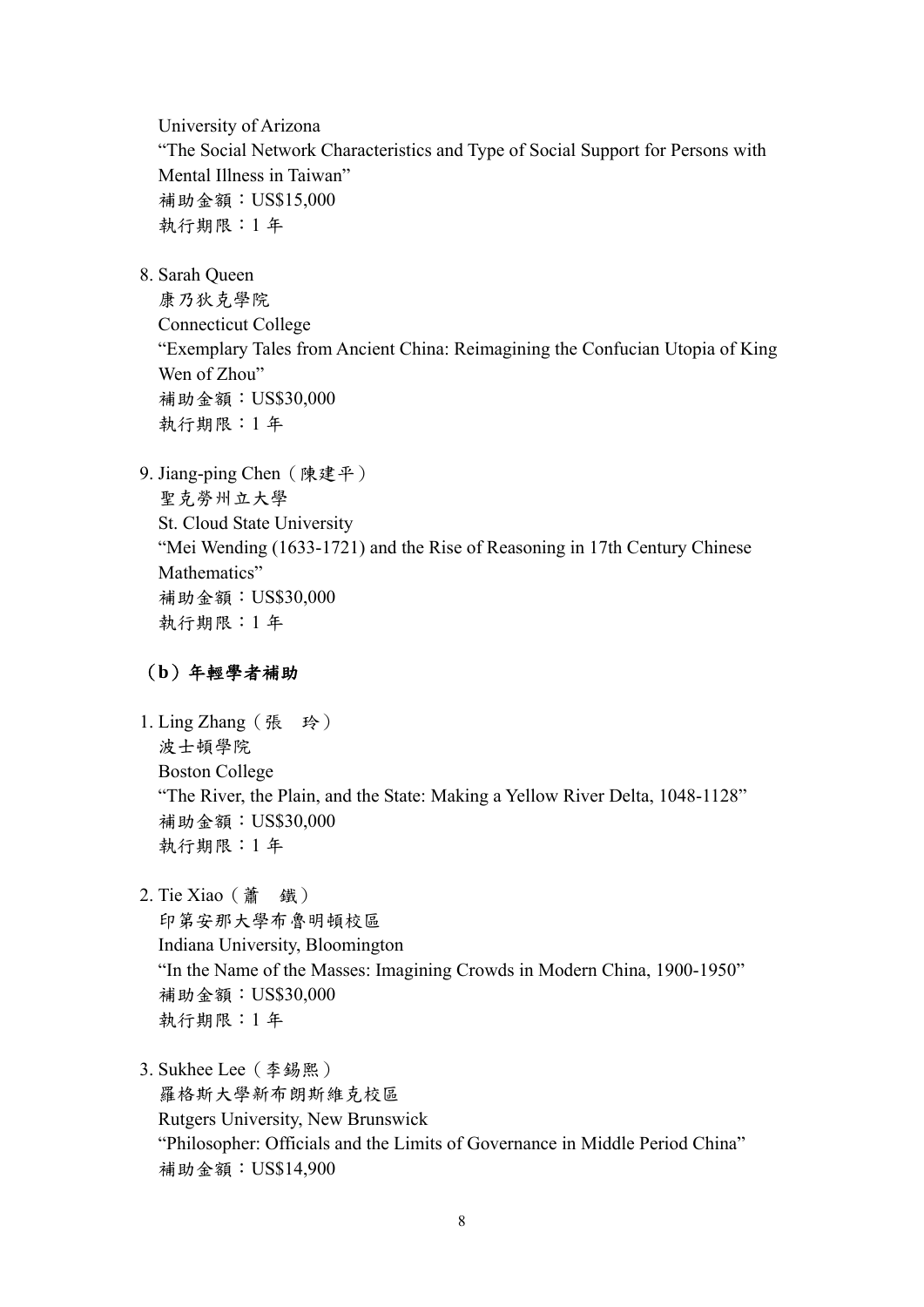University of Arizona
"The Social Network Characteristics and Type of Social Support for Persons with Mental Illness in Taiwan"
補助金額：US$15,000
執行期限：1 年

8. Sarah Queen
   康乃狄克學院
   Connecticut College
   "Exemplary Tales from Ancient China: Reimagining the Confucian Utopia of King Wen of Zhou"
   補助金額：US$30,000
   執行期限：1 年

9. Jiang-ping Chen（陳建平）
   聖克勞州立大學
   St. Cloud State University
   "Mei Wending (1633-1721) and the Rise of Reasoning in 17th Century Chinese Mathematics"
   補助金額：US$30,000
   執行期限：1 年

### （b）年輕學者補助

1. Ling Zhang（張　玲）
   波士頓學院
   Boston College
   "The River, the Plain, and the State: Making a Yellow River Delta, 1048-1128"
   補助金額：US$30,000
   執行期限：1 年

2. Tie Xiao（蕭　鐵）
   印第安那大學布魯明頓校區
   Indiana University, Bloomington
   "In the Name of the Masses: Imagining Crowds in Modern China, 1900-1950"
   補助金額：US$30,000
   執行期限：1 年

3. Sukhee Lee（李錫熙）
   羅格斯大學新布朗斯維克校區
   Rutgers University, New Brunswick
   "Philosopher: Officials and the Limits of Governance in Middle Period China"
   補助金額：US$14,900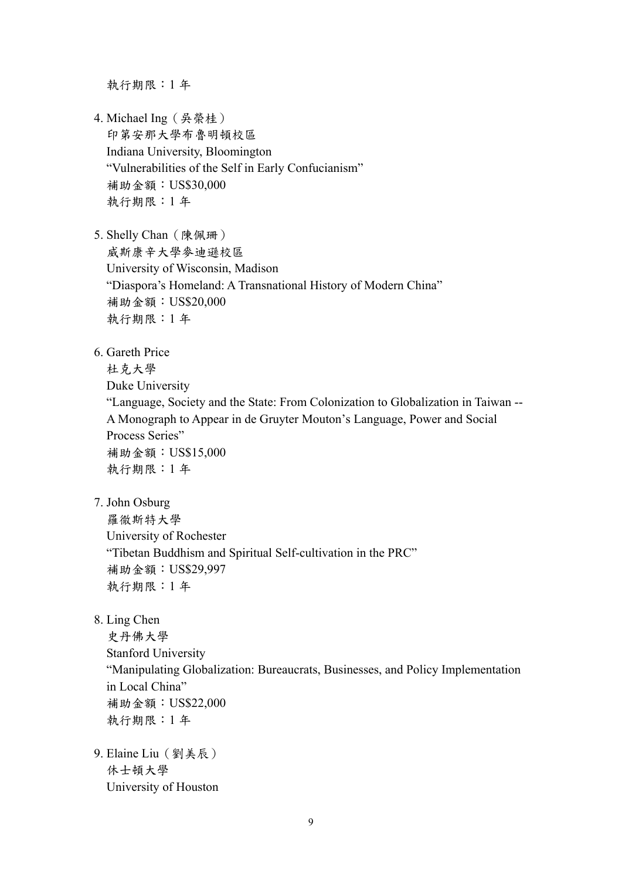執行期限：1 年

4. Michael Ing（吳榮桂）
   印第安那大學布魯明頓校區
   Indiana University, Bloomington
   "Vulnerabilities of the Self in Early Confucianism"
   補助金額：US$30,000
   執行期限：1 年

5. Shelly Chan（陳佩珊）
   威斯康辛大學麥迪遜校區
   University of Wisconsin, Madison
   "Diaspora's Homeland: A Transnational History of Modern China"
   補助金額：US$20,000
   執行期限：1 年

6. Gareth Price
   杜克大學
   Duke University
   "Language, Society and the State: From Colonization to Globalization in Taiwan -- A Monograph to Appear in de Gruyter Mouton's Language, Power and Social Process Series"
   補助金額：US$15,000
   執行期限：1 年

7. John Osburg
   羅徹斯特大學
   University of Rochester
   "Tibetan Buddhism and Spiritual Self-cultivation in the PRC"
   補助金額：US$29,997
   執行期限：1 年

8. Ling Chen
   史丹佛大學
   Stanford University
   "Manipulating Globalization: Bureaucrats, Businesses, and Policy Implementation in Local China"
   補助金額：US$22,000
   執行期限：1 年

9. Elaine Liu（劉美辰）
   休士頓大學
   University of Houston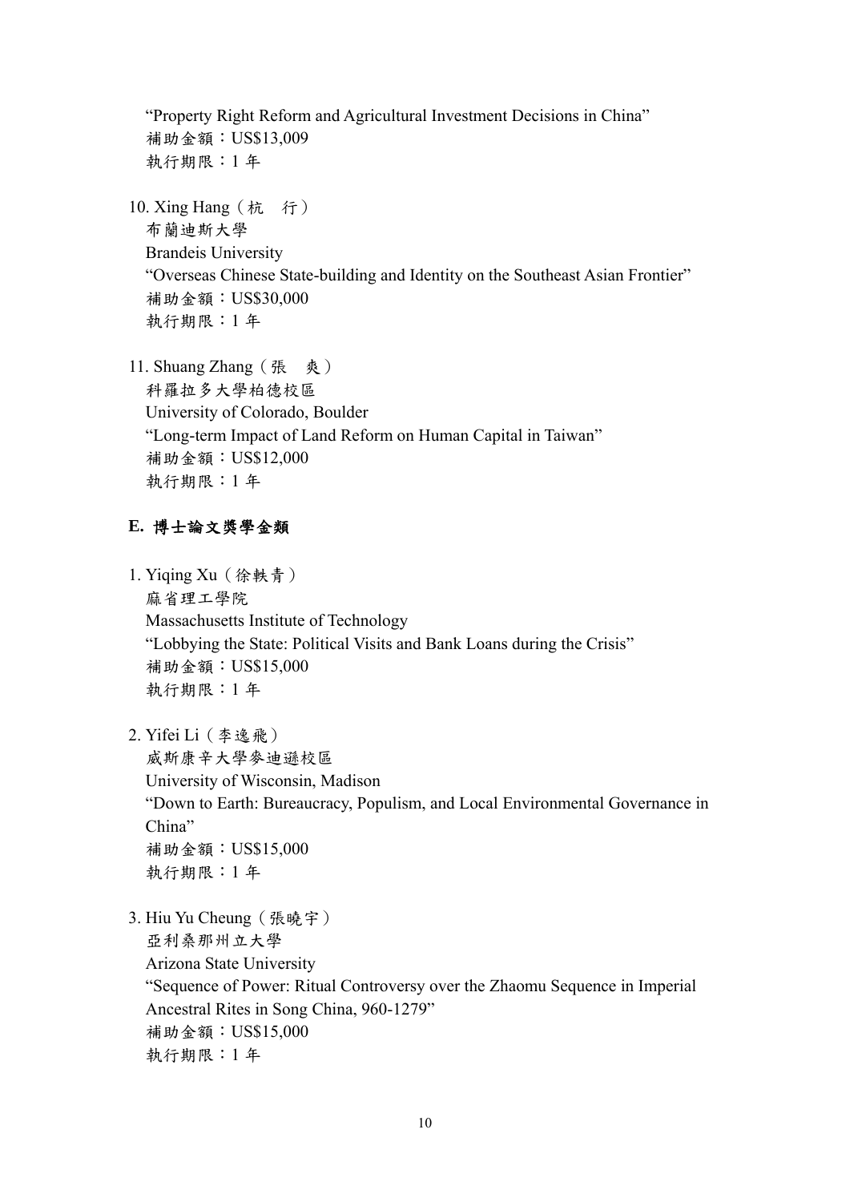"Property Right Reform and Agricultural Investment Decisions in China"
補助金額：US$13,009
執行期限：1 年

10. Xing Hang（杭　行）
布蘭迪斯大學
Brandeis University
"Overseas Chinese State-building and Identity on the Southeast Asian Frontier"
補助金額：US$30,000
執行期限：1 年

11. Shuang Zhang（張　爽）
科羅拉多大學柏德校區
University of Colorado, Boulder
"Long-term Impact of Land Reform on Human Capital in Taiwan"
補助金額：US$12,000
執行期限：1 年

## E. 博士論文獎學金類

1. Yiqing Xu（徐軼青）
麻省理工學院
Massachusetts Institute of Technology
"Lobbying the State: Political Visits and Bank Loans during the Crisis"
補助金額：US$15,000
執行期限：1 年

2. Yifei Li（李逸飛）
威斯康辛大學麥迪遜校區
University of Wisconsin, Madison
"Down to Earth: Bureaucracy, Populism, and Local Environmental Governance in China"
補助金額：US$15,000
執行期限：1 年

3. Hiu Yu Cheung（張曉宇）
亞利桑那州立大學
Arizona State University
"Sequence of Power: Ritual Controversy over the Zhaomu Sequence in Imperial Ancestral Rites in Song China, 960-1279"
補助金額：US$15,000
執行期限：1 年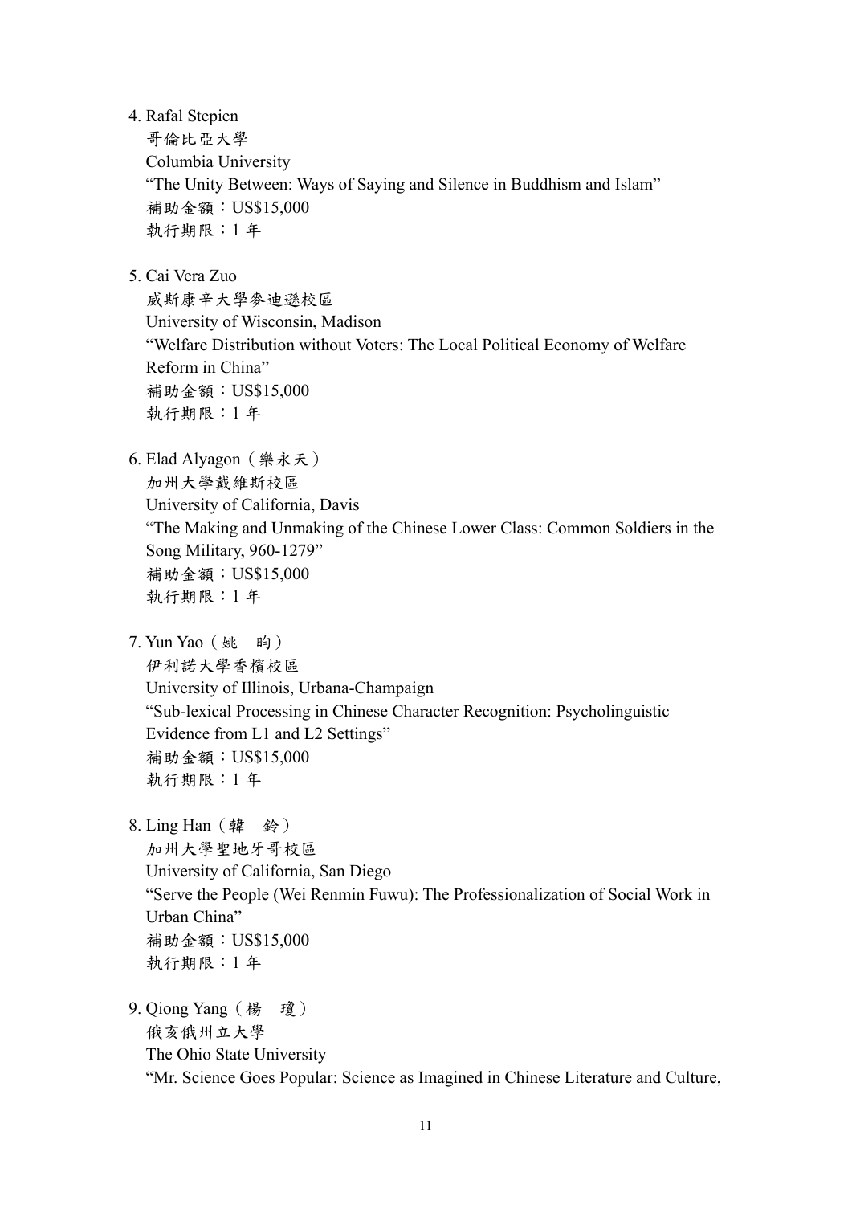4. Rafal Stepien
   哥倫比亞大學
   Columbia University
   "The Unity Between: Ways of Saying and Silence in Buddhism and Islam"
   補助金額：US$15,000
   執行期限：1 年

5. Cai Vera Zuo
   威斯康辛大學麥迪遜校區
   University of Wisconsin, Madison
   "Welfare Distribution without Voters: The Local Political Economy of Welfare Reform in China"
   補助金額：US$15,000
   執行期限：1 年

6. Elad Alyagon（樂永天）
   加州大學戴維斯校區
   University of California, Davis
   "The Making and Unmaking of the Chinese Lower Class: Common Soldiers in the Song Military, 960-1279"
   補助金額：US$15,000
   執行期限：1 年

7. Yun Yao（姚　昀）
   伊利諾大學香檳校區
   University of Illinois, Urbana-Champaign
   "Sub-lexical Processing in Chinese Character Recognition: Psycholinguistic Evidence from L1 and L2 Settings"
   補助金額：US$15,000
   執行期限：1 年

8. Ling Han（韓　鈴）
   加州大學聖地牙哥校區
   University of California, San Diego
   "Serve the People (Wei Renmin Fuwu): The Professionalization of Social Work in Urban China"
   補助金額：US$15,000
   執行期限：1 年

9. Qiong Yang（楊　瓊）
   俄亥俄州立大學
   The Ohio State University
   "Mr. Science Goes Popular: Science as Imagined in Chinese Literature and Culture,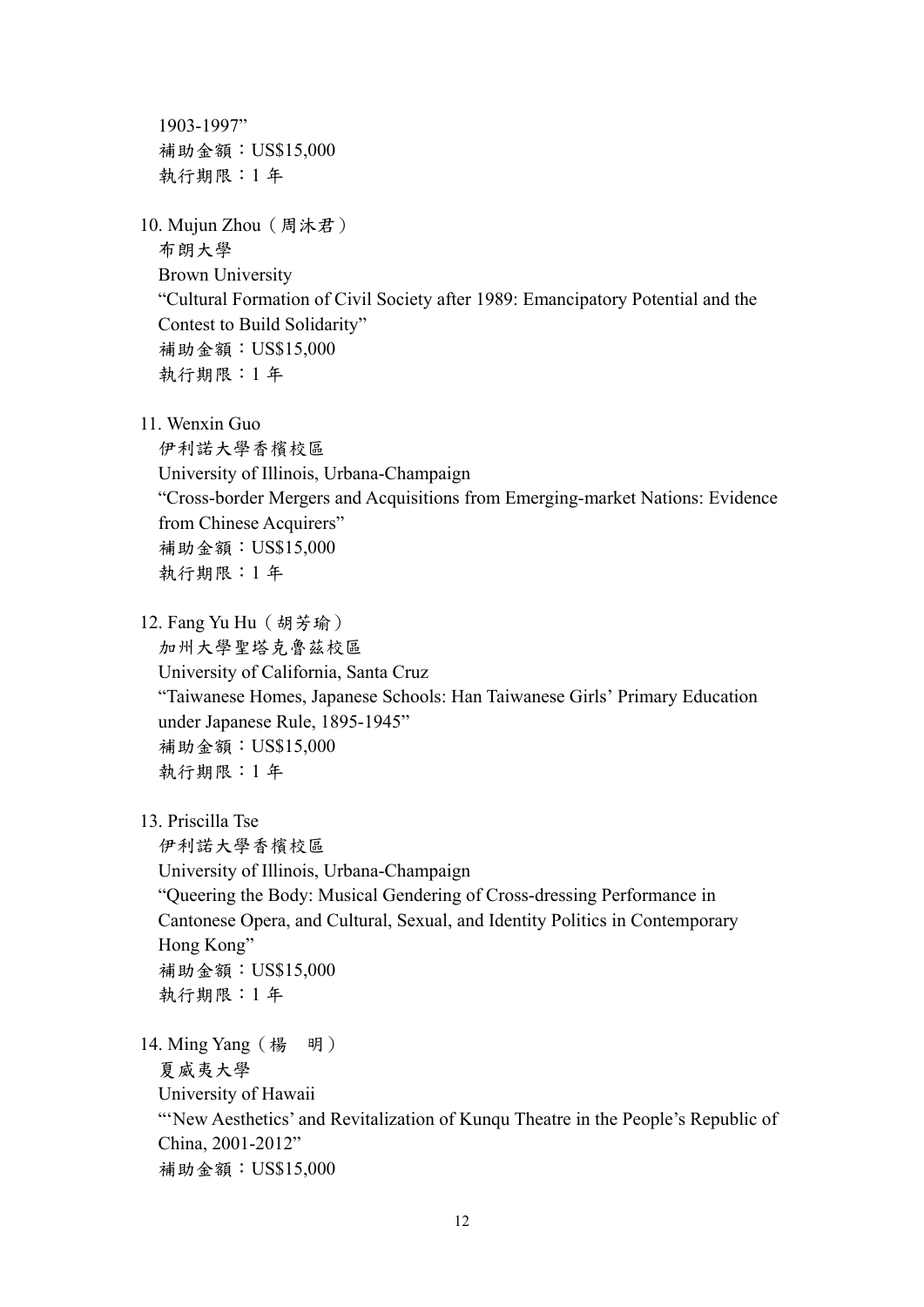1903-1997"
補助金額：US$15,000
執行期限：1 年

10. Mujun Zhou（周沐君）
布朗大學
Brown University
"Cultural Formation of Civil Society after 1989: Emancipatory Potential and the Contest to Build Solidarity"
補助金額：US$15,000
執行期限：1 年

11. Wenxin Guo
伊利諾大學香檳校區
University of Illinois, Urbana-Champaign
"Cross-border Mergers and Acquisitions from Emerging-market Nations: Evidence from Chinese Acquirers"
補助金額：US$15,000
執行期限：1 年

12. Fang Yu Hu（胡芳瑜）
加州大學聖塔克魯茲校區
University of California, Santa Cruz
"Taiwanese Homes, Japanese Schools: Han Taiwanese Girls' Primary Education under Japanese Rule, 1895-1945"
補助金額：US$15,000
執行期限：1 年

13. Priscilla Tse
伊利諾大學香檳校區
University of Illinois, Urbana-Champaign
"Queering the Body: Musical Gendering of Cross-dressing Performance in Cantonese Opera, and Cultural, Sexual, and Identity Politics in Contemporary Hong Kong"
補助金額：US$15,000
執行期限：1 年

14. Ming Yang（楊　明）
夏威夷大學
University of Hawaii
"'New Aesthetics' and Revitalization of Kunqu Theatre in the People's Republic of China, 2001-2012"
補助金額：US$15,000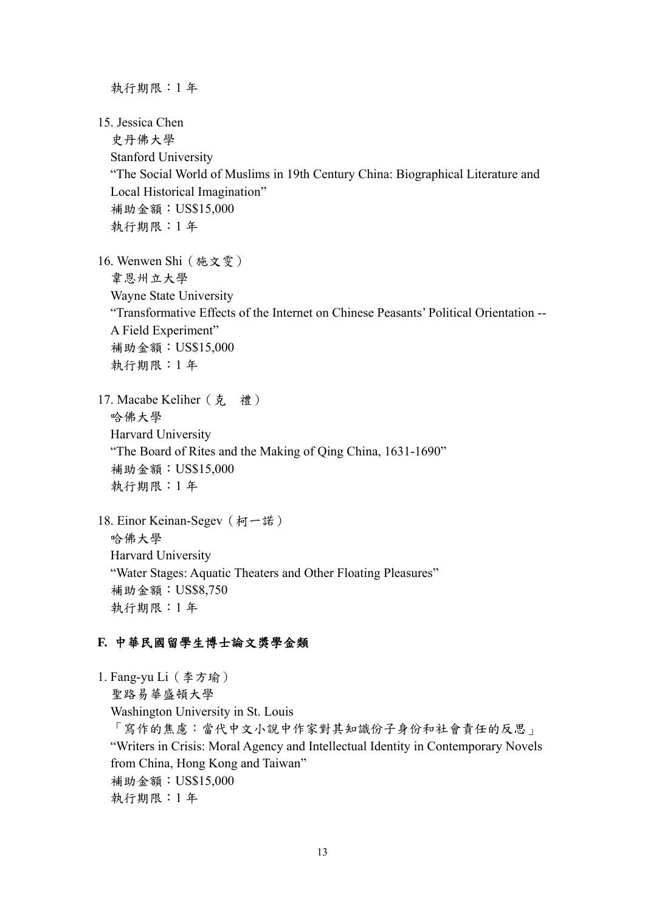執行期限：1 年

15. Jessica Chen
 史丹佛大學
 Stanford University
 "The Social World of Muslims in 19th Century China: Biographical Literature and Local Historical Imagination"
 補助金額：US$15,000
 執行期限：1 年

16. Wenwen Shi（施文雯）
 韋恩州立大學
 Wayne State University
 "Transformative Effects of the Internet on Chinese Peasants' Political Orientation -- A Field Experiment"
 補助金額：US$15,000
 執行期限：1 年

17. Macabe Keliher（克　禮）
 哈佛大學
 Harvard University
 "The Board of Rites and the Making of Qing China, 1631-1690"
 補助金額：US$15,000
 執行期限：1 年

18. Einor Keinan-Segev（柯一諾）
 哈佛大學
 Harvard University
 "Water Stages: Aquatic Theaters and Other Floating Pleasures"
 補助金額：US$8,750
 執行期限：1 年

## F. 中華民國留學生博士論文獎學金類

1. Fang-yu Li（李方瑜）
 聖路易華盛頓大學
 Washington University in St. Louis
 「寫作的焦慮：當代中文小說中作家對其知識份子身份和社會責任的反思」
 "Writers in Crisis: Moral Agency and Intellectual Identity in Contemporary Novels from China, Hong Kong and Taiwan"
 補助金額：US$15,000
 執行期限：1 年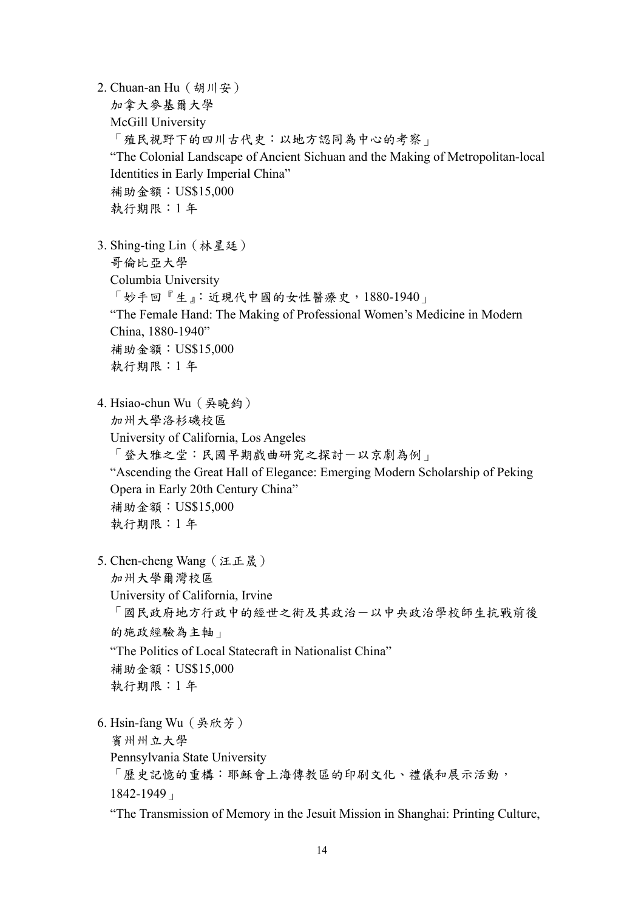2. Chuan-an Hu（胡川安）
   加拿大麥基爾大學
   McGill University
   「殖民視野下的四川古代史：以地方認同為中心的考察」
   “The Colonial Landscape of Ancient Sichuan and the Making of Metropolitan-local Identities in Early Imperial China”
   補助金額：US$15,000
   執行期限：1 年

3. Shing-ting Lin（林星廷）
   哥倫比亞大學
   Columbia University
   「妙手回『生』：近現代中國的女性醫療史，1880-1940」
   “The Female Hand: The Making of Professional Women’s Medicine in Modern China, 1880-1940”
   補助金額：US$15,000
   執行期限：1 年

4. Hsiao-chun Wu（吳曉鈞）
   加州大學洛杉磯校區
   University of California, Los Angeles
   「登大雅之堂：民國早期戲曲研究之探討－以京劇為例」
   “Ascending the Great Hall of Elegance: Emerging Modern Scholarship of Peking Opera in Early 20th Century China”
   補助金額：US$15,000
   執行期限：1 年

5. Chen-cheng Wang（汪正晟）
   加州大學爾灣校區
   University of California, Irvine
   「國民政府地方行政中的經世之術及其政治－以中央政治學校師生抗戰前後的施政經驗為主軸」
   “The Politics of Local Statecraft in Nationalist China”
   補助金額：US$15,000
   執行期限：1 年

6. Hsin-fang Wu（吳欣芳）
   賓州州立大學
   Pennsylvania State University
   「歷史記憶的重構：耶穌會上海傳教區的印刷文化、禮儀和展示活動，1842-1949」
   “The Transmission of Memory in the Jesuit Mission in Shanghai: Printing Culture,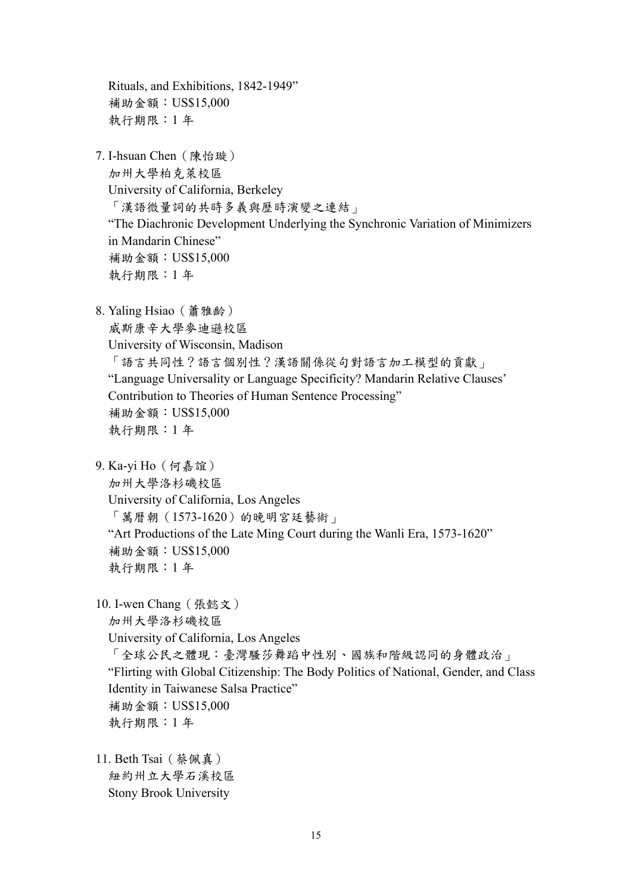Rituals, and Exhibitions, 1842-1949"
補助金額：US$15,000
執行期限：1 年

7. I-hsuan Chen（陳怡璇）
   加州大學柏克萊校區
   University of California, Berkeley
   「漢語微量詞的共時多義與歷時演變之連結」
   "The Diachronic Development Underlying the Synchronic Variation of Minimizers in Mandarin Chinese"
   補助金額：US$15,000
   執行期限：1 年

8. Yaling Hsiao（蕭雅齡）
   威斯康辛大學麥迪遜校區
   University of Wisconsin, Madison
   「語言共同性？語言個別性？漢語關係從句對語言加工模型的貢獻」
   "Language Universality or Language Specificity? Mandarin Relative Clauses' Contribution to Theories of Human Sentence Processing"
   補助金額：US$15,000
   執行期限：1 年

9. Ka-yi Ho（何嘉誼）
   加州大學洛杉磯校區
   University of California, Los Angeles
   「萬曆朝（1573-1620）的晚明宮廷藝術」
   "Art Productions of the Late Ming Court during the Wanli Era, 1573-1620"
   補助金額：US$15,000
   執行期限：1 年

10. I-wen Chang（張懿文）
    加州大學洛杉磯校區
    University of California, Los Angeles
    「全球公民之體現：臺灣騷莎舞蹈中性別、國族和階級認同的身體政治」
    "Flirting with Global Citizenship: The Body Politics of National, Gender, and Class Identity in Taiwanese Salsa Practice"
    補助金額：US$15,000
    執行期限：1 年

11. Beth Tsai（蔡佩真）
    紐約州立大學石溪校區
    Stony Brook University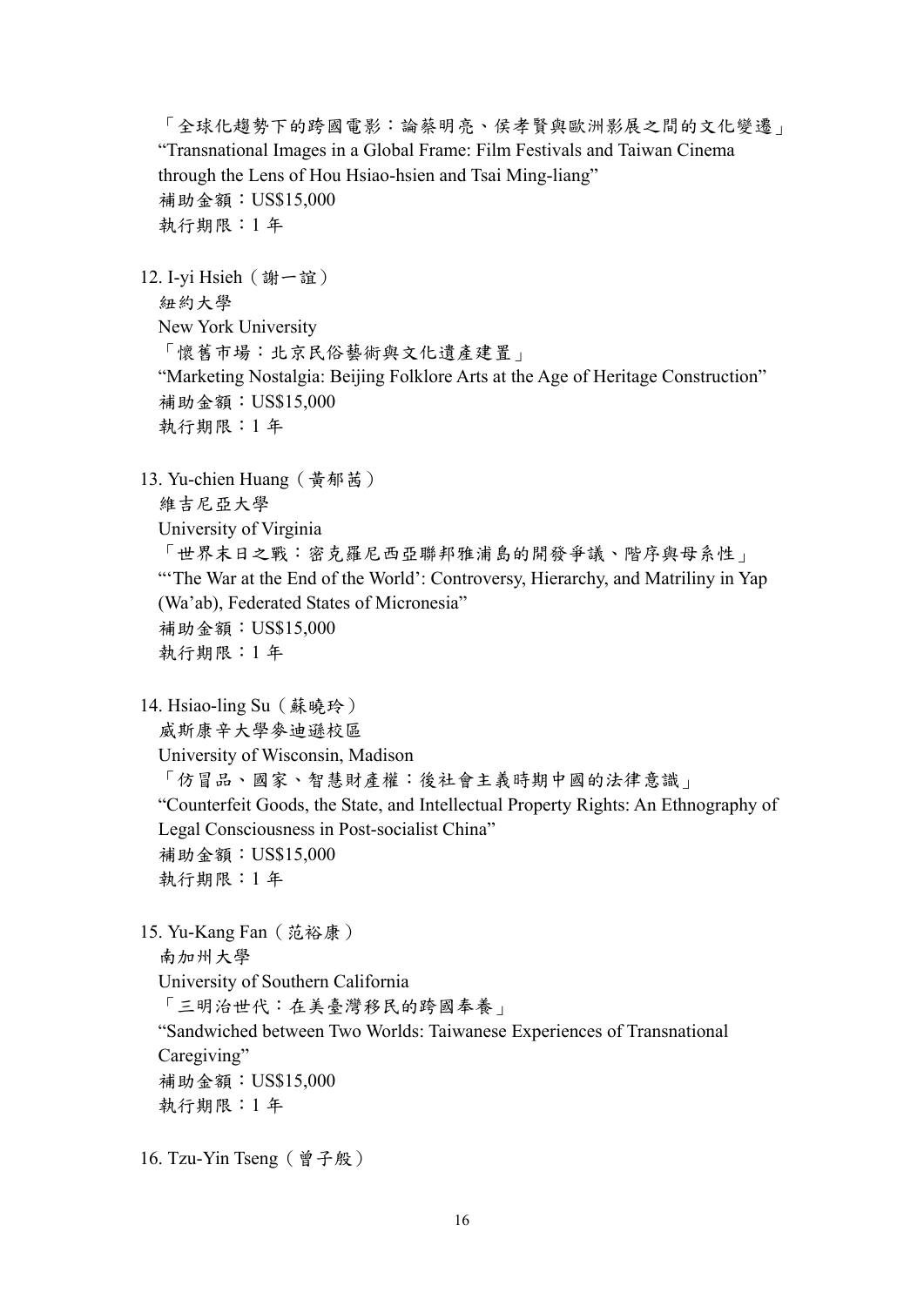「全球化趨勢下的跨國電影：論蔡明亮、侯孝賢與歐洲影展之間的文化變遷」
"Transnational Images in a Global Frame: Film Festivals and Taiwan Cinema through the Lens of Hou Hsiao-hsien and Tsai Ming-liang"
補助金額：US$15,000
執行期限：1 年

12. I-yi Hsieh（謝一誼）
紐約大學
New York University
「懷舊市場：北京民俗藝術與文化遺產建置」
"Marketing Nostalgia: Beijing Folklore Arts at the Age of Heritage Construction"
補助金額：US$15,000
執行期限：1 年

13. Yu-chien Huang（黃郁茜）
維吉尼亞大學
University of Virginia
「世界末日之戰：密克羅尼西亞聯邦雅浦島的開發爭議、階序與母系性」
"'The War at the End of the World': Controversy, Hierarchy, and Matriliny in Yap (Wa'ab), Federated States of Micronesia"
補助金額：US$15,000
執行期限：1 年

14. Hsiao-ling Su（蘇曉玲）
威斯康辛大學麥迪遜校區
University of Wisconsin, Madison
「仿冒品、國家、智慧財產權：後社會主義時期中國的法律意識」
"Counterfeit Goods, the State, and Intellectual Property Rights: An Ethnography of Legal Consciousness in Post-socialist China"
補助金額：US$15,000
執行期限：1 年

15. Yu-Kang Fan（范裕康）
南加州大學
University of Southern California
「三明治世代：在美臺灣移民的跨國奉養」
"Sandwiched between Two Worlds: Taiwanese Experiences of Transnational Caregiving"
補助金額：US$15,000
執行期限：1 年

16. Tzu-Yin Tseng（曾子殷）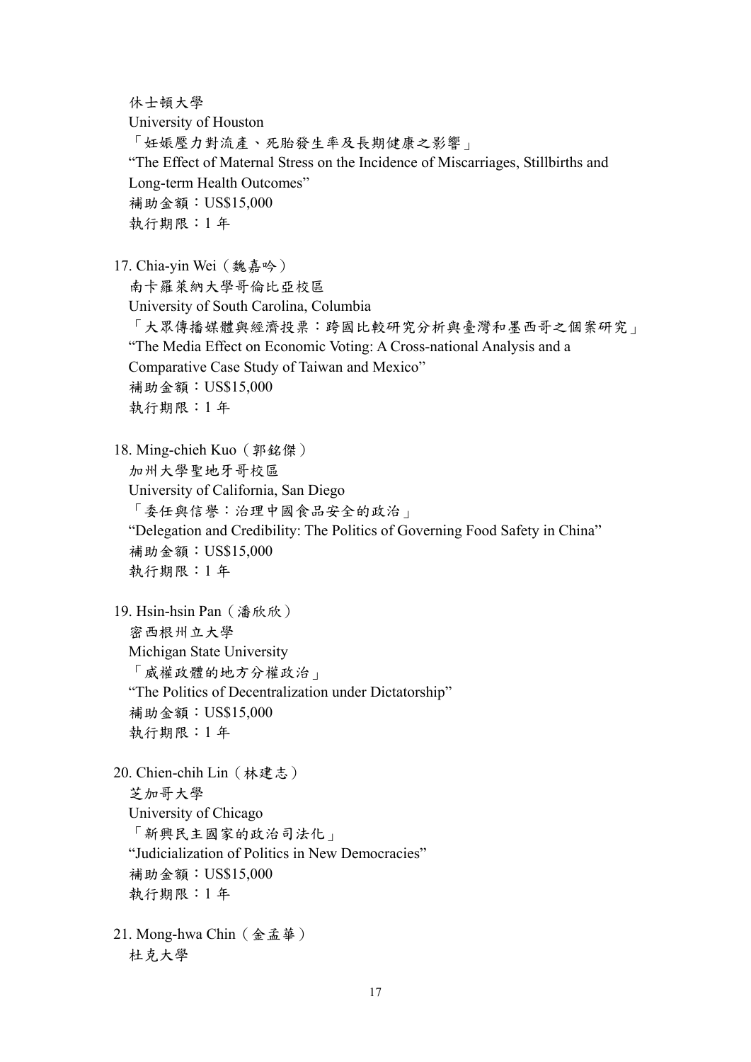休士頓大學
University of Houston
「妊娠壓力對流產、死胎發生率及長期健康之影響」
"The Effect of Maternal Stress on the Incidence of Miscarriages, Stillbirths and Long-term Health Outcomes"
補助金額：US$15,000
執行期限：1 年

17. Chia-yin Wei（魏嘉吟）
南卡羅萊納大學哥倫比亞校區
University of South Carolina, Columbia
「大眾傳播媒體與經濟投票：跨國比較研究分析與臺灣和墨西哥之個案研究」
"The Media Effect on Economic Voting: A Cross-national Analysis and a Comparative Case Study of Taiwan and Mexico"
補助金額：US$15,000
執行期限：1 年

18. Ming-chieh Kuo（郭銘傑）
加州大學聖地牙哥校區
University of California, San Diego
「委任與信譽：治理中國食品安全的政治」
"Delegation and Credibility: The Politics of Governing Food Safety in China"
補助金額：US$15,000
執行期限：1 年

19. Hsin-hsin Pan（潘欣欣）
密西根州立大學
Michigan State University
「威權政體的地方分權政治」
"The Politics of Decentralization under Dictatorship"
補助金額：US$15,000
執行期限：1 年

20. Chien-chih Lin（林建志）
芝加哥大學
University of Chicago
「新興民主國家的政治司法化」
"Judicialization of Politics in New Democracies"
補助金額：US$15,000
執行期限：1 年

21. Mong-hwa Chin（金孟華）
杜克大學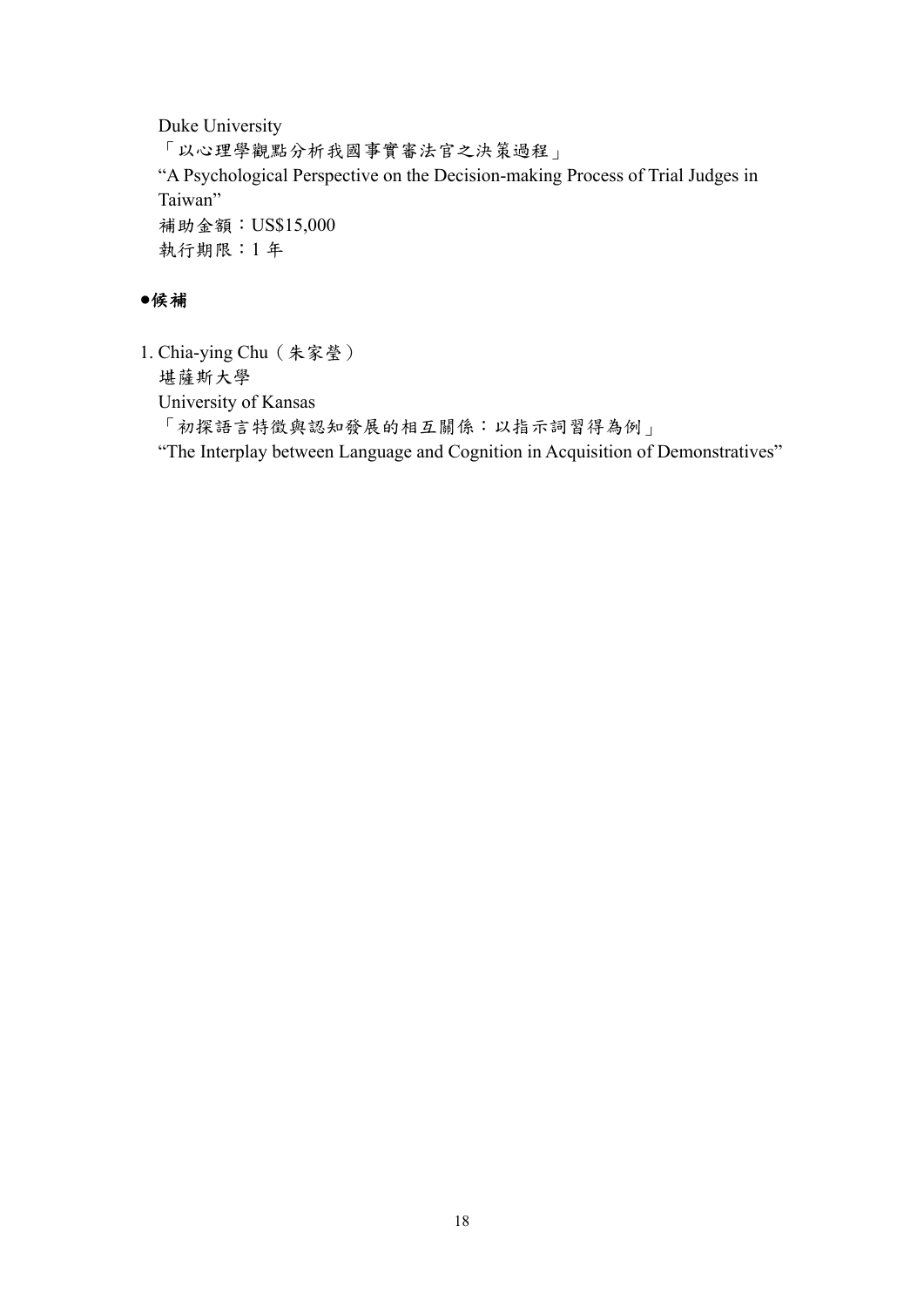Duke University
「以心理學觀點分析我國事實審法官之決策過程」
"A Psychological Perspective on the Decision-making Process of Trial Judges in Taiwan"
補助金額：US$15,000
執行期限：1 年

**●候補**

1. Chia-ying Chu（朱家瑩）
   堪薩斯大學
   University of Kansas
   「初探語言特徵與認知發展的相互關係：以指示詞習得為例」
   "The Interplay between Language and Cognition in Acquisition of Demonstratives"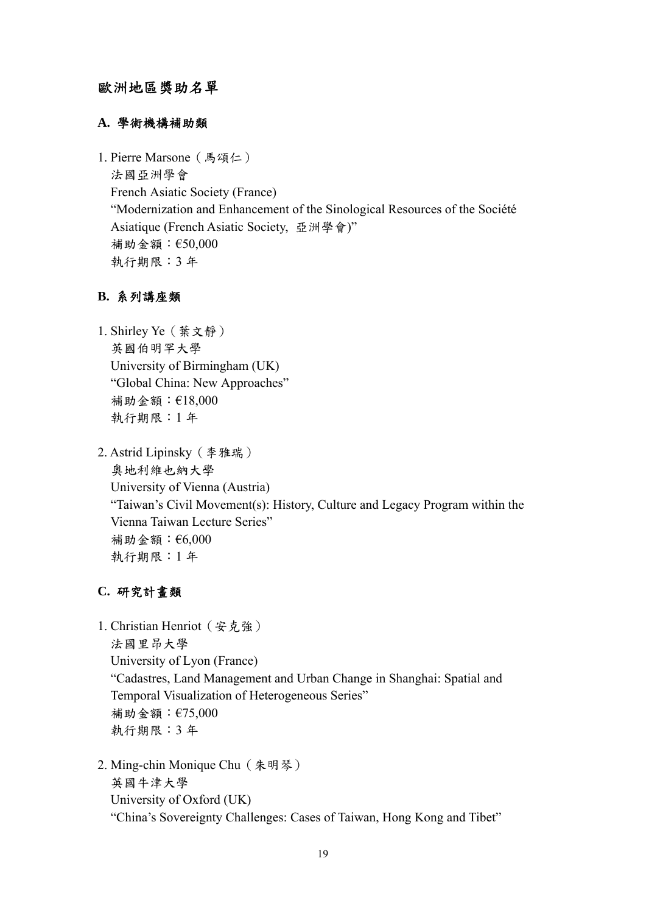## 歐洲地區獎助名單

### A. 學術機構補助類

1. Pierre Marsone（馬頌仁）
   法國亞洲學會
   French Asiatic Society (France)
   "Modernization and Enhancement of the Sinological Resources of the Société Asiatique (French Asiatic Society, 亞洲學會)"
   補助金額：€50,000
   執行期限：3 年

### B. 系列講座類

1. Shirley Ye（葉文靜）
   英國伯明罕大學
   University of Birmingham (UK)
   "Global China: New Approaches"
   補助金額：€18,000
   執行期限：1 年

2. Astrid Lipinsky（李雅瑞）
   奧地利維也納大學
   University of Vienna (Austria)
   "Taiwan's Civil Movement(s): History, Culture and Legacy Program within the Vienna Taiwan Lecture Series"
   補助金額：€6,000
   執行期限：1 年

### C. 研究計畫類

1. Christian Henriot（安克強）
   法國里昂大學
   University of Lyon (France)
   "Cadastres, Land Management and Urban Change in Shanghai: Spatial and Temporal Visualization of Heterogeneous Series"
   補助金額：€75,000
   執行期限：3 年

2. Ming-chin Monique Chu（朱明琴）
   英國牛津大學
   University of Oxford (UK)
   "China's Sovereignty Challenges: Cases of Taiwan, Hong Kong and Tibet"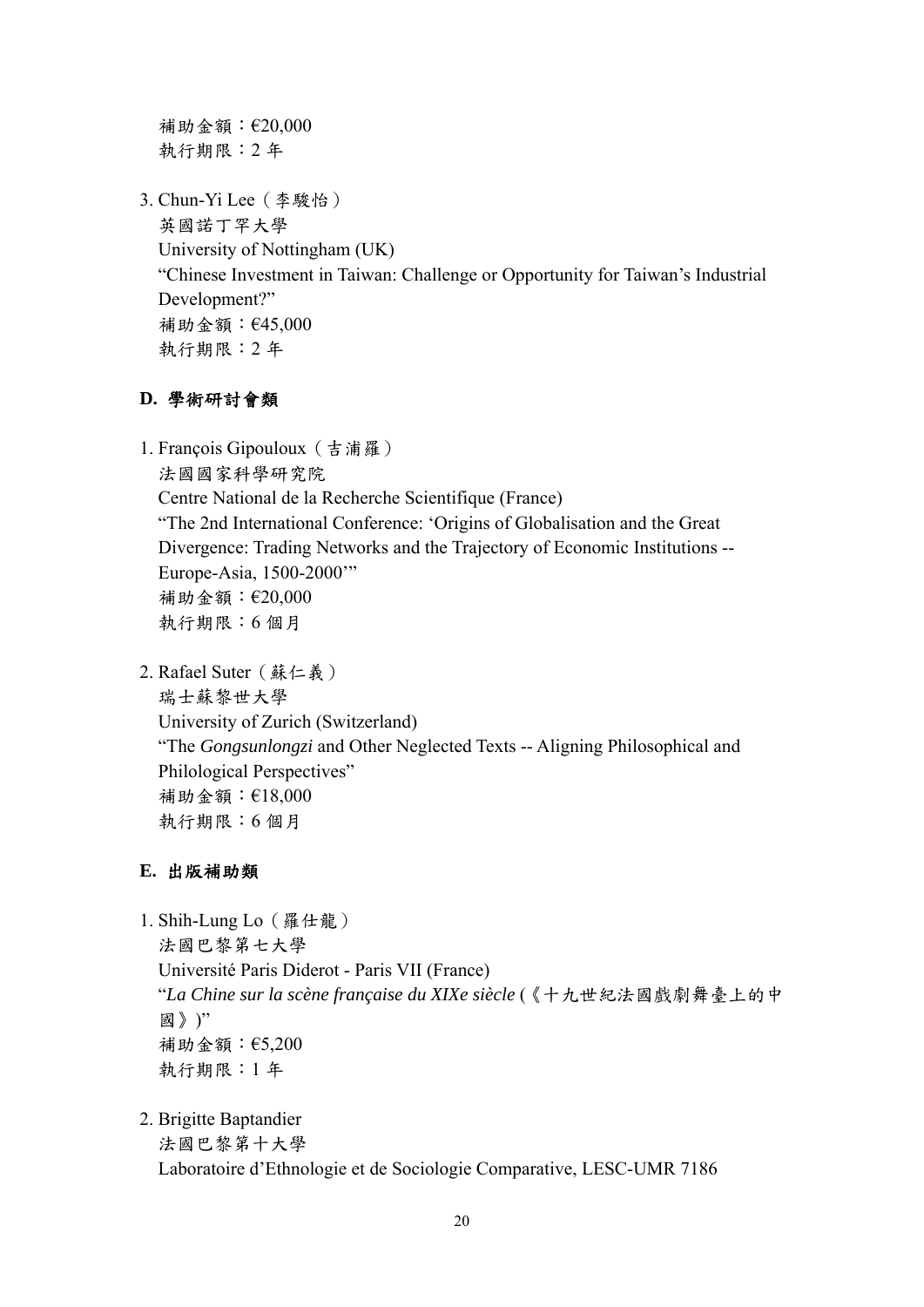補助金額：€20,000
執行期限：2 年

3. Chun-Yi Lee（李駿怡）
   英國諾丁罕大學
   University of Nottingham (UK)
   "Chinese Investment in Taiwan: Challenge or Opportunity for Taiwan's Industrial Development?"
   補助金額：€45,000
   執行期限：2 年

### D. 學術研討會類

1. François Gipouloux（吉浦羅）
   法國國家科學研究院
   Centre National de la Recherche Scientifique (France)
   "The 2nd International Conference: 'Origins of Globalisation and the Great Divergence: Trading Networks and the Trajectory of Economic Institutions -- Europe-Asia, 1500-2000'"
   補助金額：€20,000
   執行期限：6 個月

2. Rafael Suter（蘇仁義）
   瑞士蘇黎世大學
   University of Zurich (Switzerland)
   "The *Gongsunlongzi* and Other Neglected Texts -- Aligning Philosophical and Philological Perspectives"
   補助金額：€18,000
   執行期限：6 個月

### E. 出版補助類

1. Shih-Lung Lo（羅仕龍）
   法國巴黎第七大學
   Université Paris Diderot - Paris VII (France)
   "*La Chine sur la scène française du XIXe siècle* (《十九世紀法國戲劇舞臺上的中國》)"
   補助金額：€5,200
   執行期限：1 年

2. Brigitte Baptandier
   法國巴黎第十大學
   Laboratoire d'Ethnologie et de Sociologie Comparative, LESC-UMR 7186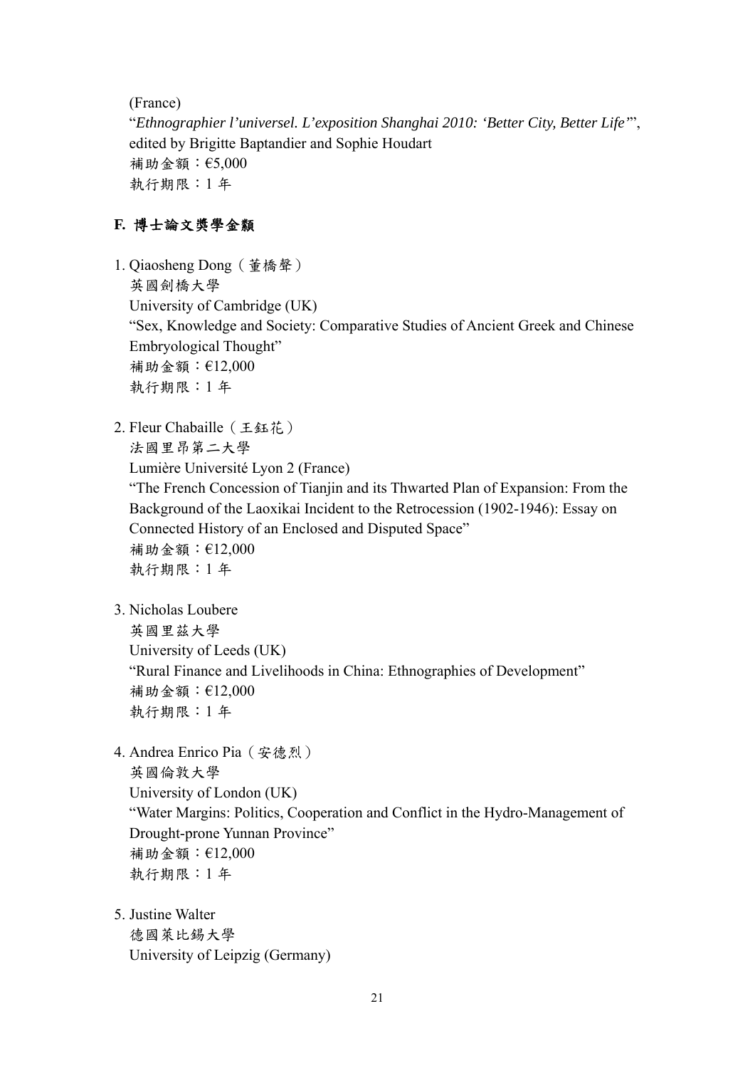(France)

"*Ethnographier l'universel. L'exposition Shanghai 2010: 'Better City, Better Life'*", edited by Brigitte Baptandier and Sophie Houdart

補助金額：€5,000

執行期限：1 年

## F. 博士論文獎學金類

1. Qiaosheng Dong（董橋聲）
   英國劍橋大學
   University of Cambridge (UK)
   "Sex, Knowledge and Society: Comparative Studies of Ancient Greek and Chinese Embryological Thought"
   補助金額：€12,000
   執行期限：1 年

2. Fleur Chabaille（王鈺花）
   法國里昂第二大學
   Lumière Université Lyon 2 (France)
   "The French Concession of Tianjin and its Thwarted Plan of Expansion: From the Background of the Laoxikai Incident to the Retrocession (1902-1946): Essay on Connected History of an Enclosed and Disputed Space"
   補助金額：€12,000
   執行期限：1 年

3. Nicholas Loubere
   英國里茲大學
   University of Leeds (UK)
   "Rural Finance and Livelihoods in China: Ethnographies of Development"
   補助金額：€12,000
   執行期限：1 年

4. Andrea Enrico Pia（安德烈）
   英國倫敦大學
   University of London (UK)
   "Water Margins: Politics, Cooperation and Conflict in the Hydro-Management of Drought-prone Yunnan Province"
   補助金額：€12,000
   執行期限：1 年

5. Justine Walter
   德國萊比錫大學
   University of Leipzig (Germany)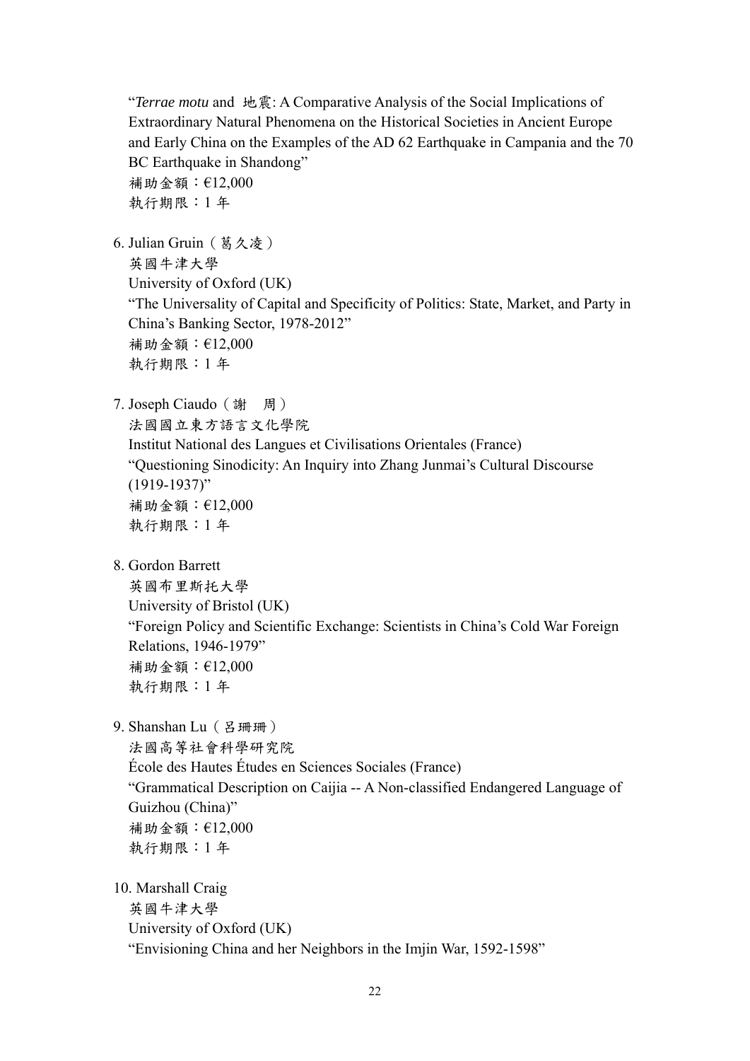"*Terrae motu* and 地震: A Comparative Analysis of the Social Implications of Extraordinary Natural Phenomena on the Historical Societies in Ancient Europe and Early China on the Examples of the AD 62 Earthquake in Campania and the 70 BC Earthquake in Shandong"
補助金額：€12,000
執行期限：1 年

6. Julian Gruin（葛久凌）
   英國牛津大學
   University of Oxford (UK)
   "The Universality of Capital and Specificity of Politics: State, Market, and Party in China's Banking Sector, 1978-2012"
   補助金額：€12,000
   執行期限：1 年

7. Joseph Ciaudo（謝　周）
   法國國立東方語言文化學院
   Institut National des Langues et Civilisations Orientales (France)
   "Questioning Sinodicity: An Inquiry into Zhang Junmai's Cultural Discourse (1919-1937)"
   補助金額：€12,000
   執行期限：1 年

8. Gordon Barrett
   英國布里斯托大學
   University of Bristol (UK)
   "Foreign Policy and Scientific Exchange: Scientists in China's Cold War Foreign Relations, 1946-1979"
   補助金額：€12,000
   執行期限：1 年

9. Shanshan Lu（呂珊珊）
   法國高等社會科學研究院
   École des Hautes Études en Sciences Sociales (France)
   "Grammatical Description on Caijia -- A Non-classified Endangered Language of Guizhou (China)"
   補助金額：€12,000
   執行期限：1 年

10. Marshall Craig
    英國牛津大學
    University of Oxford (UK)
    "Envisioning China and her Neighbors in the Imjin War, 1592-1598"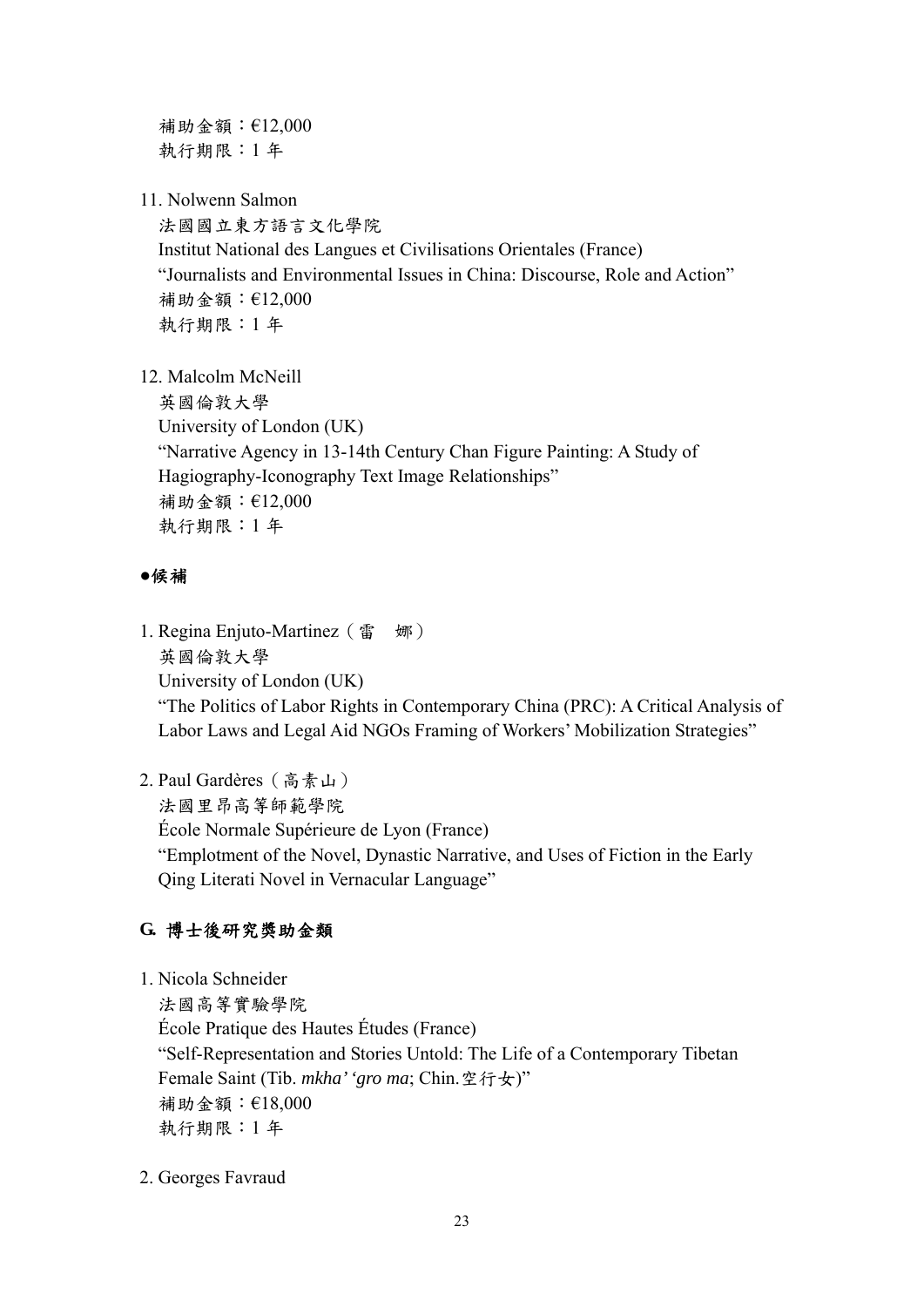補助金額：€12,000
執行期限：1 年

11. Nolwenn Salmon
    法國國立東方語言文化學院
    Institut National des Langues et Civilisations Orientales (France)
    "Journalists and Environmental Issues in China: Discourse, Role and Action"
    補助金額：€12,000
    執行期限：1 年

12. Malcolm McNeill
    英國倫敦大學
    University of London (UK)
    "Narrative Agency in 13-14th Century Chan Figure Painting: A Study of Hagiography-Iconography Text Image Relationships"
    補助金額：€12,000
    執行期限：1 年

**●候補**

1. Regina Enjuto-Martinez（雷　娜）
   英國倫敦大學
   University of London (UK)
   "The Politics of Labor Rights in Contemporary China (PRC): A Critical Analysis of Labor Laws and Legal Aid NGOs Framing of Workers' Mobilization Strategies"

2. Paul Gardères（高素山）
   法國里昂高等師範學院
   École Normale Supérieure de Lyon (France)
   "Emplotment of the Novel, Dynastic Narrative, and Uses of Fiction in the Early Qing Literati Novel in Vernacular Language"

## G. 博士後研究獎助金類

1. Nicola Schneider
   法國高等實驗學院
   École Pratique des Hautes Études (France)
   "Self-Representation and Stories Untold: The Life of a Contemporary Tibetan Female Saint (Tib. *mkha' 'gro ma*; Chin.空行女)"
   補助金額：€18,000
   執行期限：1 年

2. Georges Favraud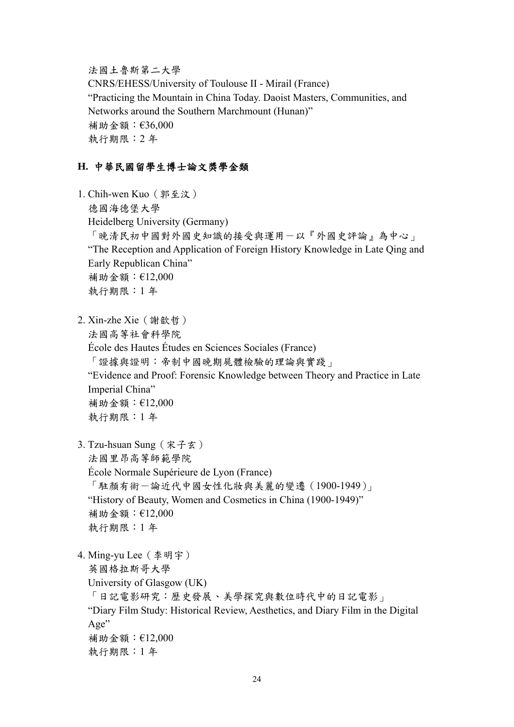法國土魯斯第二大學

CNRS/EHESS/University of Toulouse II - Mirail (France)

"Practicing the Mountain in China Today. Daoist Masters, Communities, and Networks around the Southern Marchmount (Hunan)"

補助金額：€36,000

執行期限：2 年

### H. 中華民國留學生博士論文獎學金類

1. Chih-wen Kuo（郭至汶）

   德國海德堡大學

   Heidelberg University (Germany)

   「晚清民初中國對外國史知識的接受與運用—以『外國史評論』為中心」

   "The Reception and Application of Foreign History Knowledge in Late Qing and Early Republican China"

   補助金額：€12,000

   執行期限：1 年

2. Xin-zhe Xie（謝歆哲）

   法國高等社會科學院

   École des Hautes Études en Sciences Sociales (France)

   「證據與證明：帝制中國晚期屍體檢驗的理論與實踐」

   "Evidence and Proof: Forensic Knowledge between Theory and Practice in Late Imperial China"

   補助金額：€12,000

   執行期限：1 年

3. Tzu-hsuan Sung（宋子玄）

   法國里昂高等師範學院

   École Normale Supérieure de Lyon (France)

   「駐顏有術—論近代中國女性化妝與美麗的變遷（1900-1949）」

   "History of Beauty, Women and Cosmetics in China (1900-1949)"

   補助金額：€12,000

   執行期限：1 年

4. Ming-yu Lee（李明宇）

   英國格拉斯哥大學

   University of Glasgow (UK)

   「日記電影研究：歷史發展、美學探究與數位時代中的日記電影」

   "Diary Film Study: Historical Review, Aesthetics, and Diary Film in the Digital Age"

   補助金額：€12,000

   執行期限：1 年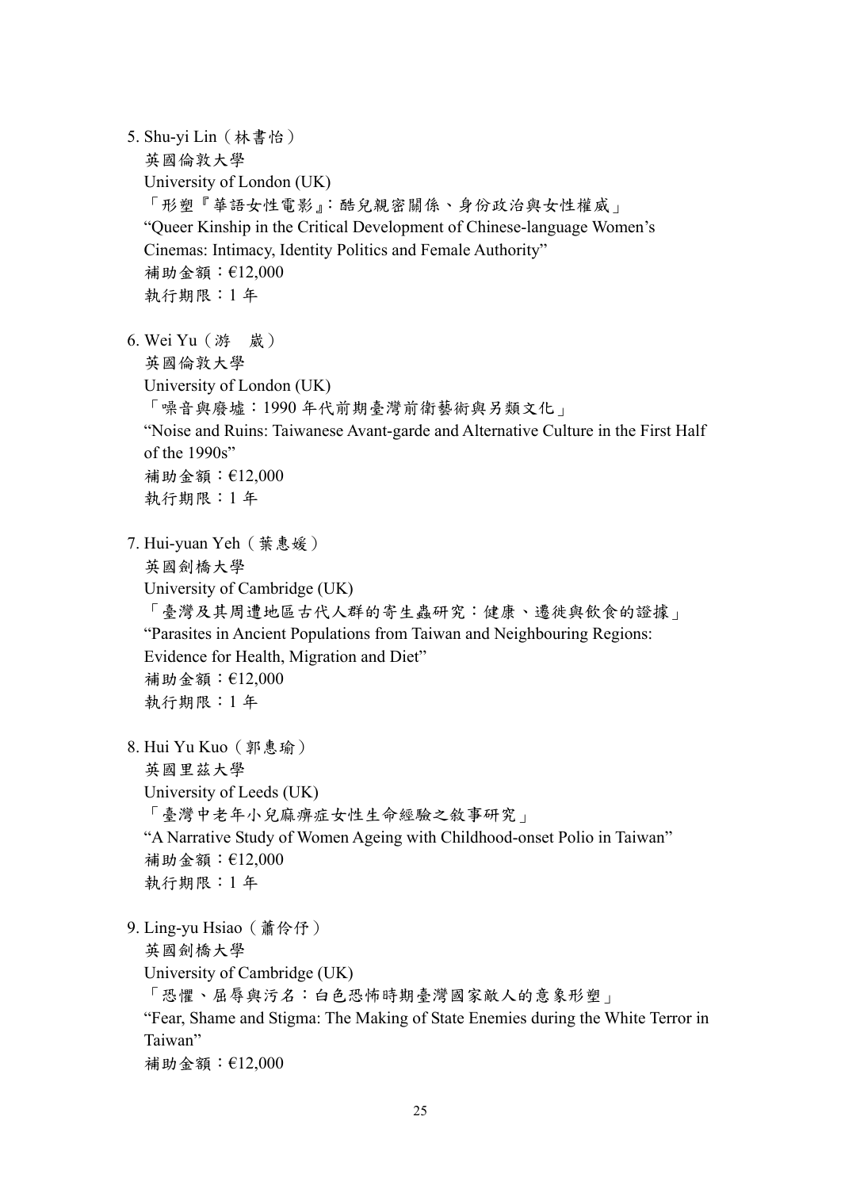5. Shu-yi Lin（林書怡）
   英國倫敦大學
   University of London (UK)
   「形塑『華語女性電影』：酷兒親密關係、身份政治與女性權威」
   “Queer Kinship in the Critical Development of Chinese-language Women’s Cinemas: Intimacy, Identity Politics and Female Authority”
   補助金額：€12,000
   執行期限：1 年

6. Wei Yu（游　崴）
   英國倫敦大學
   University of London (UK)
   「噪音與廢墟：1990 年代前期臺灣前衛藝術與另類文化」
   “Noise and Ruins: Taiwanese Avant-garde and Alternative Culture in the First Half of the 1990s”
   補助金額：€12,000
   執行期限：1 年

7. Hui-yuan Yeh（葉惠媛）
   英國劍橋大學
   University of Cambridge (UK)
   「臺灣及其周遭地區古代人群的寄生蟲研究：健康、遷徙與飲食的證據」
   “Parasites in Ancient Populations from Taiwan and Neighbouring Regions: Evidence for Health, Migration and Diet”
   補助金額：€12,000
   執行期限：1 年

8. Hui Yu Kuo（郭惠瑜）
   英國里茲大學
   University of Leeds (UK)
   「臺灣中老年小兒麻痺症女性生命經驗之敘事研究」
   “A Narrative Study of Women Ageing with Childhood-onset Polio in Taiwan”
   補助金額：€12,000
   執行期限：1 年

9. Ling-yu Hsiao（蕭伶伃）
   英國劍橋大學
   University of Cambridge (UK)
   「恐懼、屈辱與污名：白色恐怖時期臺灣國家敵人的意象形塑」
   “Fear, Shame and Stigma: The Making of State Enemies during the White Terror in Taiwan”
   補助金額：€12,000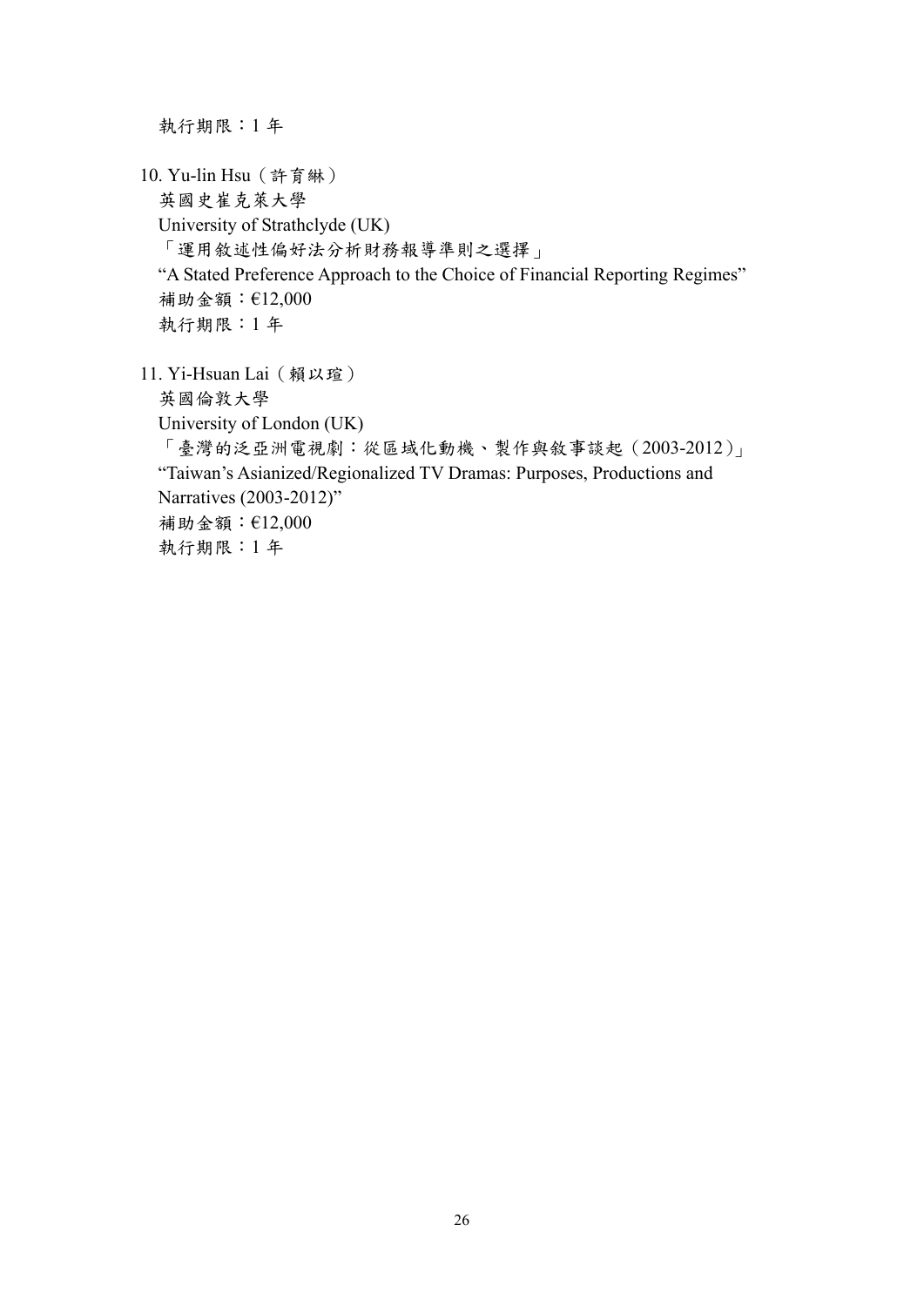執行期限：1 年

10. Yu-lin Hsu（許育綝）
    英國史崔克萊大學
    University of Strathclyde (UK)
    「運用敘述性偏好法分析財務報導準則之選擇」
    “A Stated Preference Approach to the Choice of Financial Reporting Regimes”
    補助金額：€12,000
    執行期限：1 年

11. Yi-Hsuan Lai（賴以瑄）
    英國倫敦大學
    University of London (UK)
    「臺灣的泛亞洲電視劇：從區域化動機、製作與敘事談起（2003-2012）」
    “Taiwan’s Asianized/Regionalized TV Dramas: Purposes, Productions and Narratives (2003-2012)”
    補助金額：€12,000
    執行期限：1 年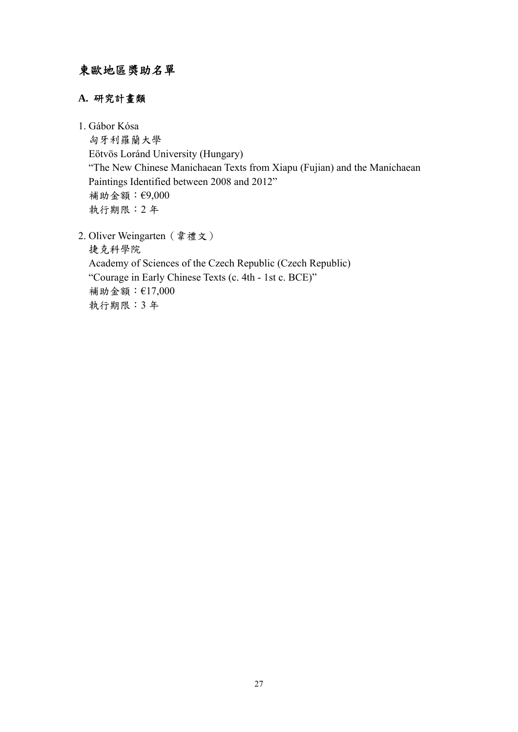# 東歐地區獎助名單

## A. 研究計畫類

1. Gábor Kósa
   匈牙利羅蘭大學
   Eötvös Loránd University (Hungary)
   "The New Chinese Manichaean Texts from Xiapu (Fujian) and the Manichaean Paintings Identified between 2008 and 2012"
   補助金額：€9,000
   執行期限：2 年

2. Oliver Weingarten（韋禮文）
   捷克科學院
   Academy of Sciences of the Czech Republic (Czech Republic)
   "Courage in Early Chinese Texts (c. 4th - 1st c. BCE)"
   補助金額：€17,000
   執行期限：3 年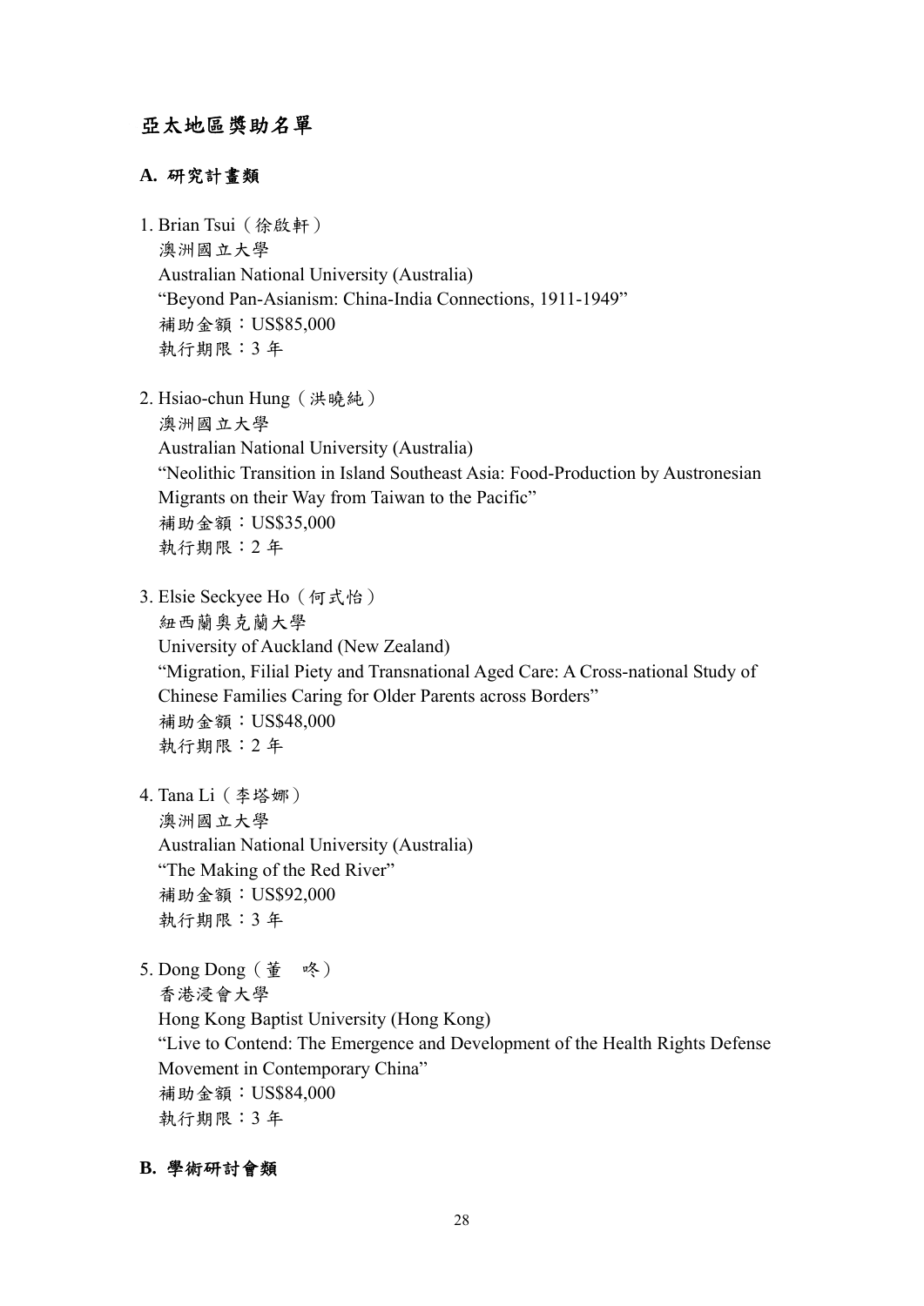## 亞太地區獎助名單

### A. 研究計畫類

1. Brian Tsui（徐啟軒）
   澳洲國立大學
   Australian National University (Australia)
   "Beyond Pan-Asianism: China-India Connections, 1911-1949"
   補助金額：US$85,000
   執行期限：3 年

2. Hsiao-chun Hung（洪曉純）
   澳洲國立大學
   Australian National University (Australia)
   "Neolithic Transition in Island Southeast Asia: Food-Production by Austronesian Migrants on their Way from Taiwan to the Pacific"
   補助金額：US$35,000
   執行期限：2 年

3. Elsie Seckyee Ho（何式怡）
   紐西蘭奧克蘭大學
   University of Auckland (New Zealand)
   "Migration, Filial Piety and Transnational Aged Care: A Cross-national Study of Chinese Families Caring for Older Parents across Borders"
   補助金額：US$48,000
   執行期限：2 年

4. Tana Li（李塔娜）
   澳洲國立大學
   Australian National University (Australia)
   "The Making of the Red River"
   補助金額：US$92,000
   執行期限：3 年

5. Dong Dong（董　咚）
   香港浸會大學
   Hong Kong Baptist University (Hong Kong)
   "Live to Contend: The Emergence and Development of the Health Rights Defense Movement in Contemporary China"
   補助金額：US$84,000
   執行期限：3 年

### B. 學術研討會類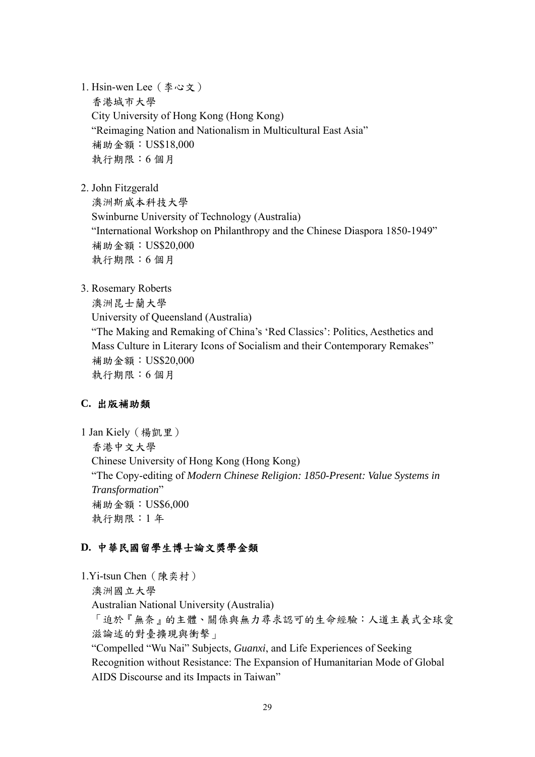1. Hsin-wen Lee（李心文）
   香港城市大學
   City University of Hong Kong (Hong Kong)
   "Reimaging Nation and Nationalism in Multicultural East Asia"
   補助金額：US$18,000
   執行期限：6 個月

2. John Fitzgerald
   澳洲斯威本科技大學
   Swinburne University of Technology (Australia)
   "International Workshop on Philanthropy and the Chinese Diaspora 1850-1949"
   補助金額：US$20,000
   執行期限：6 個月

3. Rosemary Roberts
   澳洲昆士蘭大學
   University of Queensland (Australia)
   "The Making and Remaking of China's 'Red Classics': Politics, Aesthetics and Mass Culture in Literary Icons of Socialism and their Contemporary Remakes"
   補助金額：US$20,000
   執行期限：6 個月

### C. 出版補助類

1 Jan Kiely（楊凱里）
   香港中文大學
   Chinese University of Hong Kong (Hong Kong)
   "The Copy-editing of *Modern Chinese Religion: 1850-Present: Value Systems in Transformation*"
   補助金額：US$6,000
   執行期限：1 年

### D. 中華民國留學生博士論文獎學金類

1.Yi-tsun Chen（陳奕村）
   澳洲國立大學
   Australian National University (Australia)
   「迫於『無奈』的主體、關係與無力尋求認可的生命經驗：人道主義式全球愛滋論述的對臺擴現與衝擊」
   "Compelled "Wu Nai" Subjects, *Guanxi*, and Life Experiences of Seeking Recognition without Resistance: The Expansion of Humanitarian Mode of Global AIDS Discourse and its Impacts in Taiwan"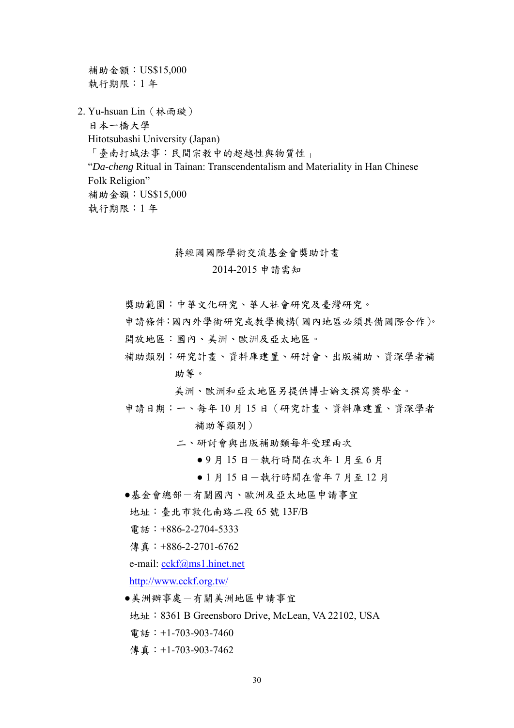補助金額：US$15,000
執行期限：1 年

2. Yu-hsuan Lin（林雨璇）
   日本一橋大學
   Hitotsubashi University (Japan)
   「臺南打城法事：民間宗教中的超越性與物質性」
   "*Da-cheng* Ritual in Tainan: Transcendentalism and Materiality in Han Chinese Folk Religion"
   補助金額：US$15,000
   執行期限：1 年

## 蔣經國國際學術交流基金會獎助計畫
## 2014-2015 申請需知

獎助範圍：中華文化研究、華人社會研究及臺灣研究。

申請條件:國內外學術研究或教學機構(國內地區必須具備國際合作)。

開放地區：國內、美洲、歐洲及亞太地區。

補助類別：研究計畫、資料庫建置、研討會、出版補助、資深學者補助等。

美洲、歐洲和亞太地區另提供博士論文撰寫獎學金。

申請日期：一、每年 10 月 15 日（研究計畫、資料庫建置、資深學者補助等類別）

二、研討會與出版補助類每年受理兩次

- 9 月 15 日－執行時間在次年 1 月至 6 月
- 1 月 15 日－執行時間在當年 7 月至 12 月

●基金會總部－有關國內、歐洲及亞太地區申請事宜

地址：臺北市敦化南路二段 65 號 13F/B

電話：+886-2-2704-5333

傳真：+886-2-2701-6762

e-mail: cckf@ms1.hinet.net

http://www.cckf.org.tw/

●美洲辦事處－有關美洲地區申請事宜

地址：8361 B Greensboro Drive, McLean, VA 22102, USA

電話：+1-703-903-7460

傳真：+1-703-903-7462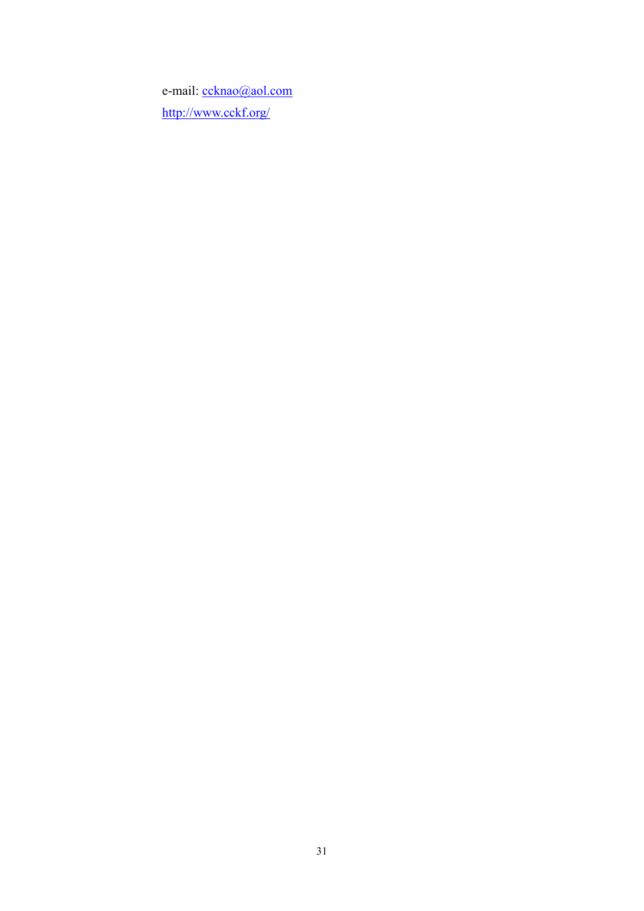e-mail: ccknao@aol.com

http://www.cckf.org/